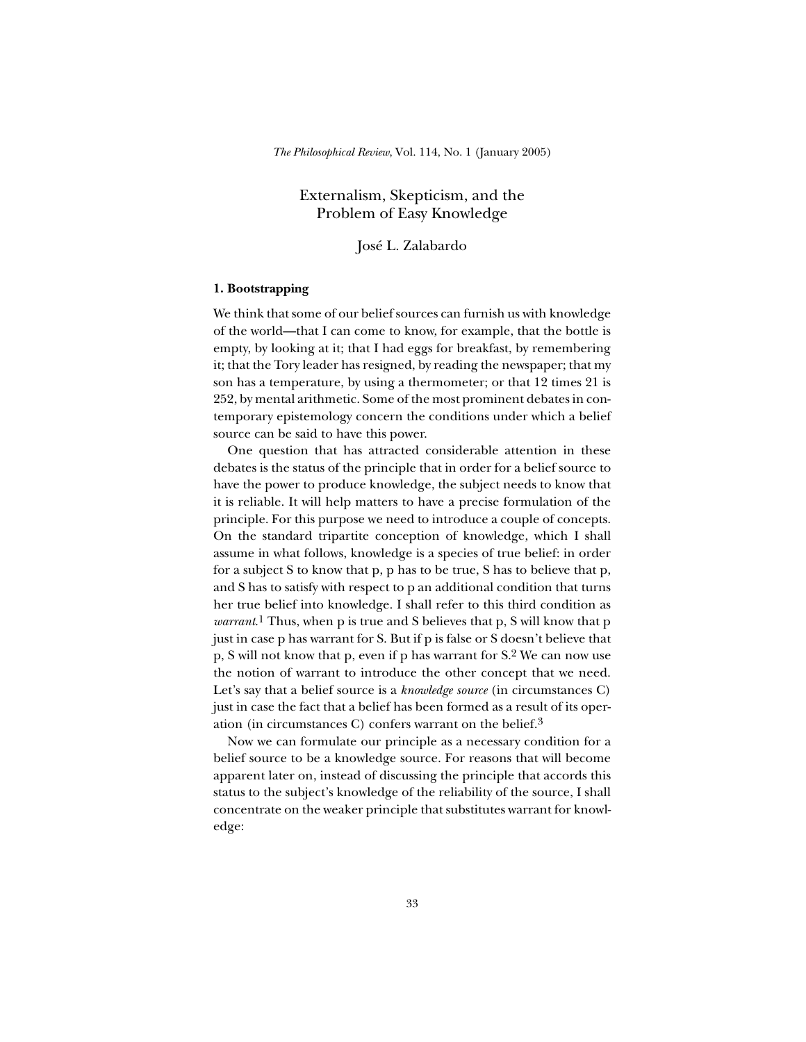# Externalism, Skepticism, and the Problem of Easy Knowledge

José L. Zalabardo

## 1. Bootstrapping

We think that some of our belief sources can furnish us with knowledge of the world—that I can come to know, for example, that the bottle is empty, by looking at it; that I had eggs for breakfast, by remembering it; that the Tory leader has resigned, by reading the newspaper; that my son has a temperature, by using a thermometer; or that 12 times 21 is 252, by mental arithmetic. Some of the most prominent debates in contemporary epistemology concern the conditions under which a belief source can be said to have this power.

One question that has attracted considerable attention in these debates is the status of the principle that in order for a belief source to have the power to produce knowledge, the subject needs to know that it is reliable. It will help matters to have a precise formulation of the principle. For this purpose we need to introduce a couple of concepts. On the standard tripartite conception of knowledge, which I shall assume in what follows, knowledge is a species of true belief: in order for a subject S to know that p, p has to be true, S has to believe that p, and S has to satisfy with respect to p an additional condition that turns her true belief into knowledge. I shall refer to this third condition as *warrant*.[1] Thus, when p is true and S believes that p, S will know that p just in case p has warrant for S. But if p is false or S doesn't believe that p, S will not know that p, even if p has warrant for S.[2] We can now use the notion of warrant to introduce the other concept that we need. Let's say that a belief source is a *knowledge source* (in circumstances C) just in case the fact that a belief has been formed as a result of its operation (in circumstances C) confers warrant on the belief.[3]

Now we can formulate our principle as a necessary condition for a belief source to be a knowledge source. For reasons that will become apparent later on, instead of discussing the principle that accords this status to the subject's knowledge of the reliability of the source, I shall concentrate on the weaker principle that substitutes warrant for knowledge: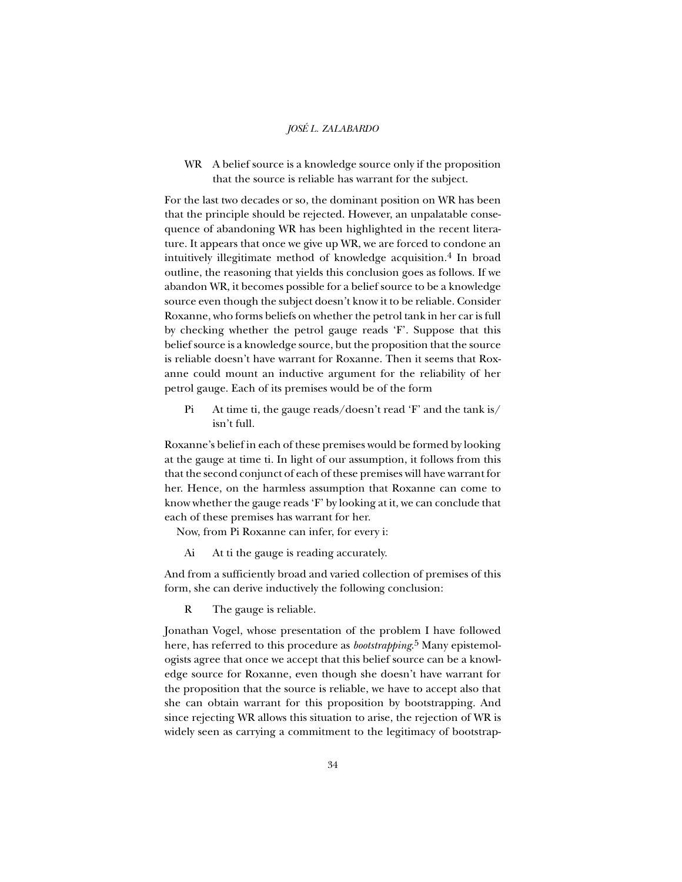WR A belief source is a knowledge source only if the proposition that the source is reliable has warrant for the subject.

For the last two decades or so, the dominant position on WR has been that the principle should be rejected. However, an unpalatable consequence of abandoning WR has been highlighted in the recent literature. It appears that once we give up WR, we are forced to condone an intuitively illegitimate method of knowledge acquisition.[4] In broad outline, the reasoning that yields this conclusion goes as follows. If we abandon WR, it becomes possible for a belief source to be a knowledge source even though the subject doesn't know it to be reliable. Consider Roxanne, who forms beliefs on whether the petrol tank in her car is full by checking whether the petrol gauge reads 'F'. Suppose that this belief source is a knowledge source, but the proposition that the source is reliable doesn't have warrant for Roxanne. Then it seems that Roxanne could mount an inductive argument for the reliability of her petrol gauge. Each of its premises would be of the form

Pi At time ti, the gauge reads/doesn't read 'F' and the tank is/isn't full.

Roxanne's belief in each of these premises would be formed by looking at the gauge at time ti. In light of our assumption, it follows from this that the second conjunct of each of these premises will have warrant for her. Hence, on the harmless assumption that Roxanne can come to know whether the gauge reads 'F' by looking at it, we can conclude that each of these premises has warrant for her.

Now, from Pi Roxanne can infer, for every i:

Ai At ti the gauge is reading accurately.

And from a sufficiently broad and varied collection of premises of this form, she can derive inductively the following conclusion:

R The gauge is reliable.

Jonathan Vogel, whose presentation of the problem I have followed here, has referred to this procedure as *bootstrapping*.[5] Many epistemologists agree that once we accept that this belief source can be a knowledge source for Roxanne, even though she doesn't have warrant for the proposition that the source is reliable, we have to accept also that she can obtain warrant for this proposition by bootstrapping. And since rejecting WR allows this situation to arise, the rejection of WR is widely seen as carrying a commitment to the legitimacy of bootstrap-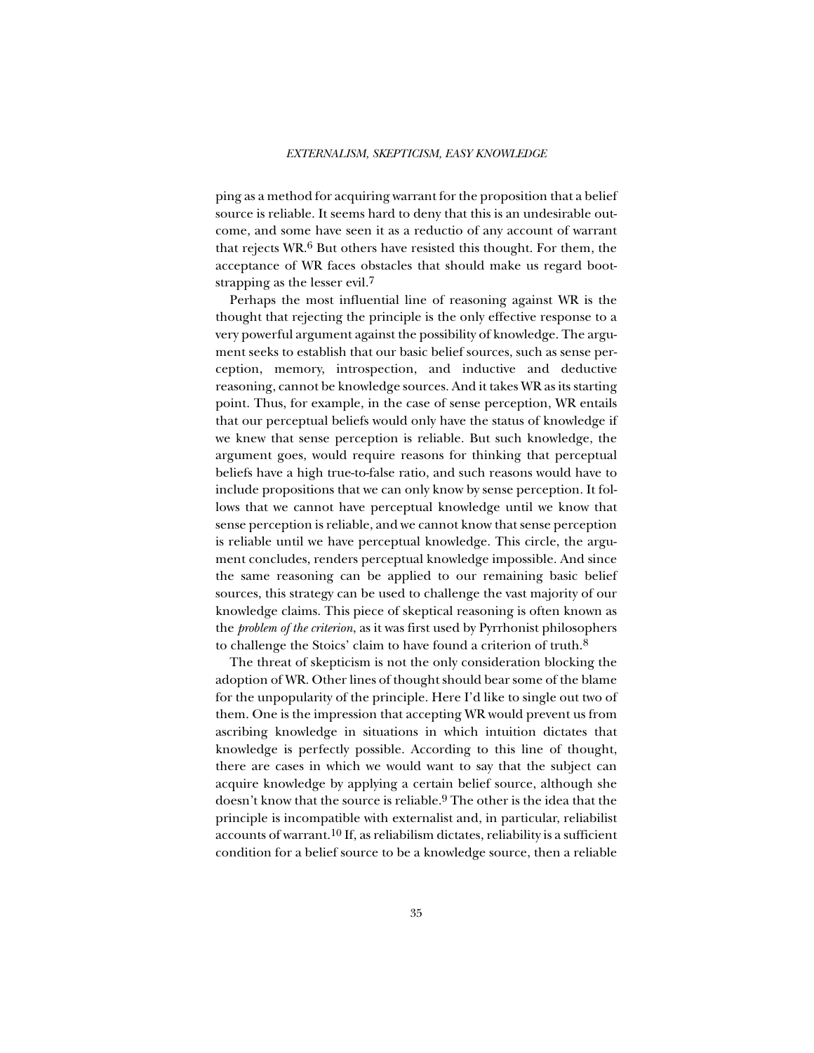ping as a method for acquiring warrant for the proposition that a belief source is reliable. It seems hard to deny that this is an undesirable outcome, and some have seen it as a reductio of any account of warrant that rejects WR.[6] But others have resisted this thought. For them, the acceptance of WR faces obstacles that should make us regard bootstrapping as the lesser evil.[7]

Perhaps the most influential line of reasoning against WR is the thought that rejecting the principle is the only effective response to a very powerful argument against the possibility of knowledge. The argument seeks to establish that our basic belief sources, such as sense perception, memory, introspection, and inductive and deductive reasoning, cannot be knowledge sources. And it takes WR as its starting point. Thus, for example, in the case of sense perception, WR entails that our perceptual beliefs would only have the status of knowledge if we knew that sense perception is reliable. But such knowledge, the argument goes, would require reasons for thinking that perceptual beliefs have a high true-to-false ratio, and such reasons would have to include propositions that we can only know by sense perception. It follows that we cannot have perceptual knowledge until we know that sense perception is reliable, and we cannot know that sense perception is reliable until we have perceptual knowledge. This circle, the argument concludes, renders perceptual knowledge impossible. And since the same reasoning can be applied to our remaining basic belief sources, this strategy can be used to challenge the vast majority of our knowledge claims. This piece of skeptical reasoning is often known as the *problem of the criterion*, as it was first used by Pyrrhonist philosophers to challenge the Stoics' claim to have found a criterion of truth.[8]

The threat of skepticism is not the only consideration blocking the adoption of WR. Other lines of thought should bear some of the blame for the unpopularity of the principle. Here I'd like to single out two of them. One is the impression that accepting WR would prevent us from ascribing knowledge in situations in which intuition dictates that knowledge is perfectly possible. According to this line of thought, there are cases in which we would want to say that the subject can acquire knowledge by applying a certain belief source, although she doesn't know that the source is reliable.[9] The other is the idea that the principle is incompatible with externalist and, in particular, reliabilist accounts of warrant.[10] If, as reliabilism dictates, reliability is a sufficient condition for a belief source to be a knowledge source, then a reliable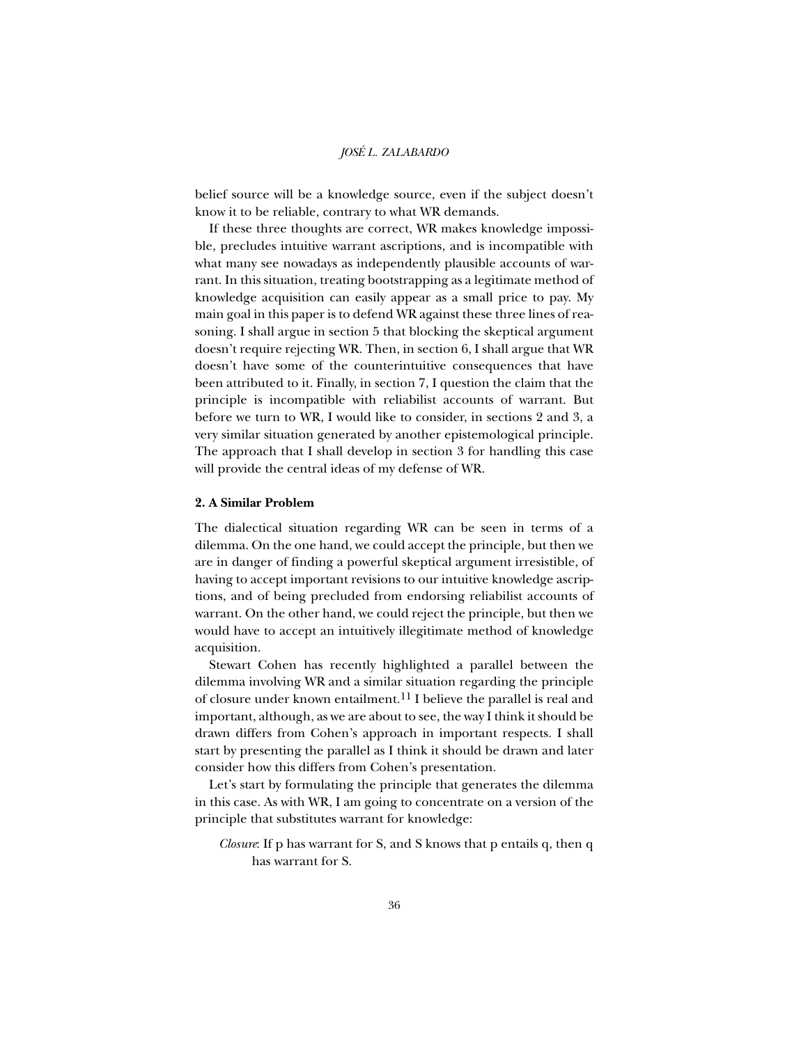belief source will be a knowledge source, even if the subject doesn't know it to be reliable, contrary to what WR demands.

If these three thoughts are correct, WR makes knowledge impossible, precludes intuitive warrant ascriptions, and is incompatible with what many see nowadays as independently plausible accounts of warrant. In this situation, treating bootstrapping as a legitimate method of knowledge acquisition can easily appear as a small price to pay. My main goal in this paper is to defend WR against these three lines of reasoning. I shall argue in section 5 that blocking the skeptical argument doesn't require rejecting WR. Then, in section 6, I shall argue that WR doesn't have some of the counterintuitive consequences that have been attributed to it. Finally, in section 7, I question the claim that the principle is incompatible with reliabilist accounts of warrant. But before we turn to WR, I would like to consider, in sections 2 and 3, a very similar situation generated by another epistemological principle. The approach that I shall develop in section 3 for handling this case will provide the central ideas of my defense of WR.

## 2. A Similar Problem

The dialectical situation regarding WR can be seen in terms of a dilemma. On the one hand, we could accept the principle, but then we are in danger of finding a powerful skeptical argument irresistible, of having to accept important revisions to our intuitive knowledge ascriptions, and of being precluded from endorsing reliabilist accounts of warrant. On the other hand, we could reject the principle, but then we would have to accept an intuitively illegitimate method of knowledge acquisition.

Stewart Cohen has recently highlighted a parallel between the dilemma involving WR and a similar situation regarding the principle of closure under known entailment.[11] I believe the parallel is real and important, although, as we are about to see, the way I think it should be drawn differs from Cohen's approach in important respects. I shall start by presenting the parallel as I think it should be drawn and later consider how this differs from Cohen's presentation.

Let's start by formulating the principle that generates the dilemma in this case. As with WR, I am going to concentrate on a version of the principle that substitutes warrant for knowledge:

> *Closure*: If p has warrant for S, and S knows that p entails q, then q has warrant for S.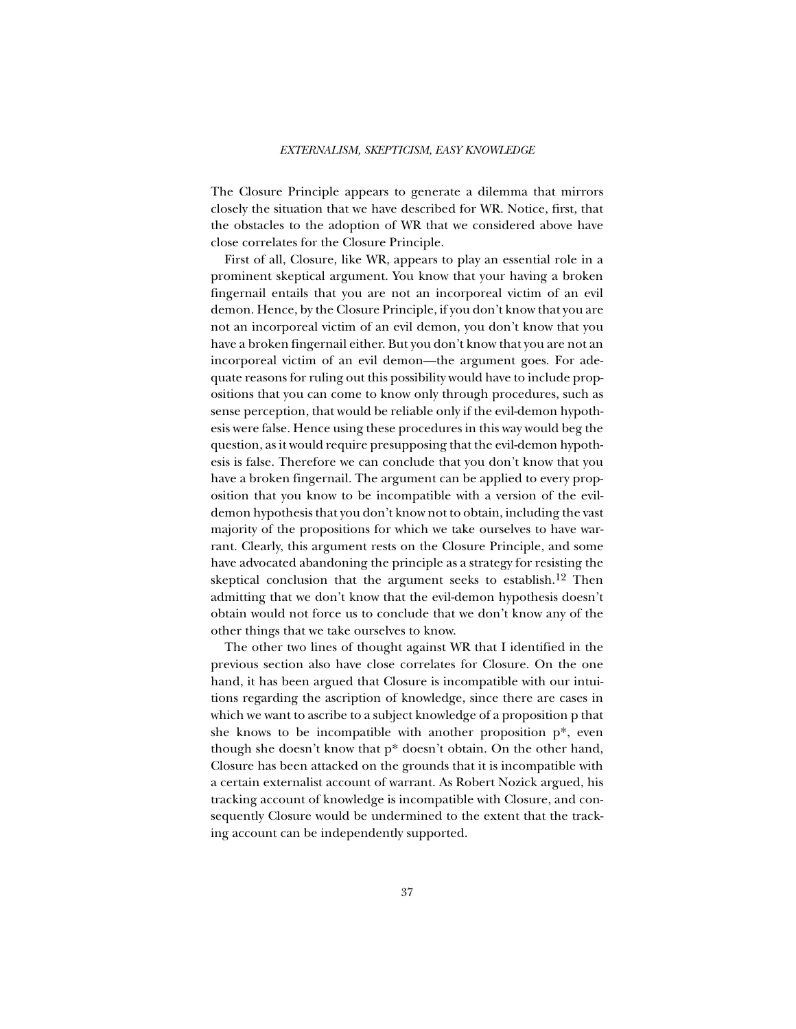The Closure Principle appears to generate a dilemma that mirrors closely the situation that we have described for WR. Notice, first, that the obstacles to the adoption of WR that we considered above have close correlates for the Closure Principle.

First of all, Closure, like WR, appears to play an essential role in a prominent skeptical argument. You know that your having a broken fingernail entails that you are not an incorporeal victim of an evil demon. Hence, by the Closure Principle, if you don't know that you are not an incorporeal victim of an evil demon, you don't know that you have a broken fingernail either. But you don't know that you are not an incorporeal victim of an evil demon—the argument goes. For adequate reasons for ruling out this possibility would have to include propositions that you can come to know only through procedures, such as sense perception, that would be reliable only if the evil-demon hypothesis were false. Hence using these procedures in this way would beg the question, as it would require presupposing that the evil-demon hypothesis is false. Therefore we can conclude that you don't know that you have a broken fingernail. The argument can be applied to every proposition that you know to be incompatible with a version of the evil-demon hypothesis that you don't know not to obtain, including the vast majority of the propositions for which we take ourselves to have warrant. Clearly, this argument rests on the Closure Principle, and some have advocated abandoning the principle as a strategy for resisting the skeptical conclusion that the argument seeks to establish.[12] Then admitting that we don't know that the evil-demon hypothesis doesn't obtain would not force us to conclude that we don't know any of the other things that we take ourselves to know.

The other two lines of thought against WR that I identified in the previous section also have close correlates for Closure. On the one hand, it has been argued that Closure is incompatible with our intuitions regarding the ascription of knowledge, since there are cases in which we want to ascribe to a subject knowledge of a proposition p that she knows to be incompatible with another proposition p*, even though she doesn't know that p* doesn't obtain. On the other hand, Closure has been attacked on the grounds that it is incompatible with a certain externalist account of warrant. As Robert Nozick argued, his tracking account of knowledge is incompatible with Closure, and consequently Closure would be undermined to the extent that the tracking account can be independently supported.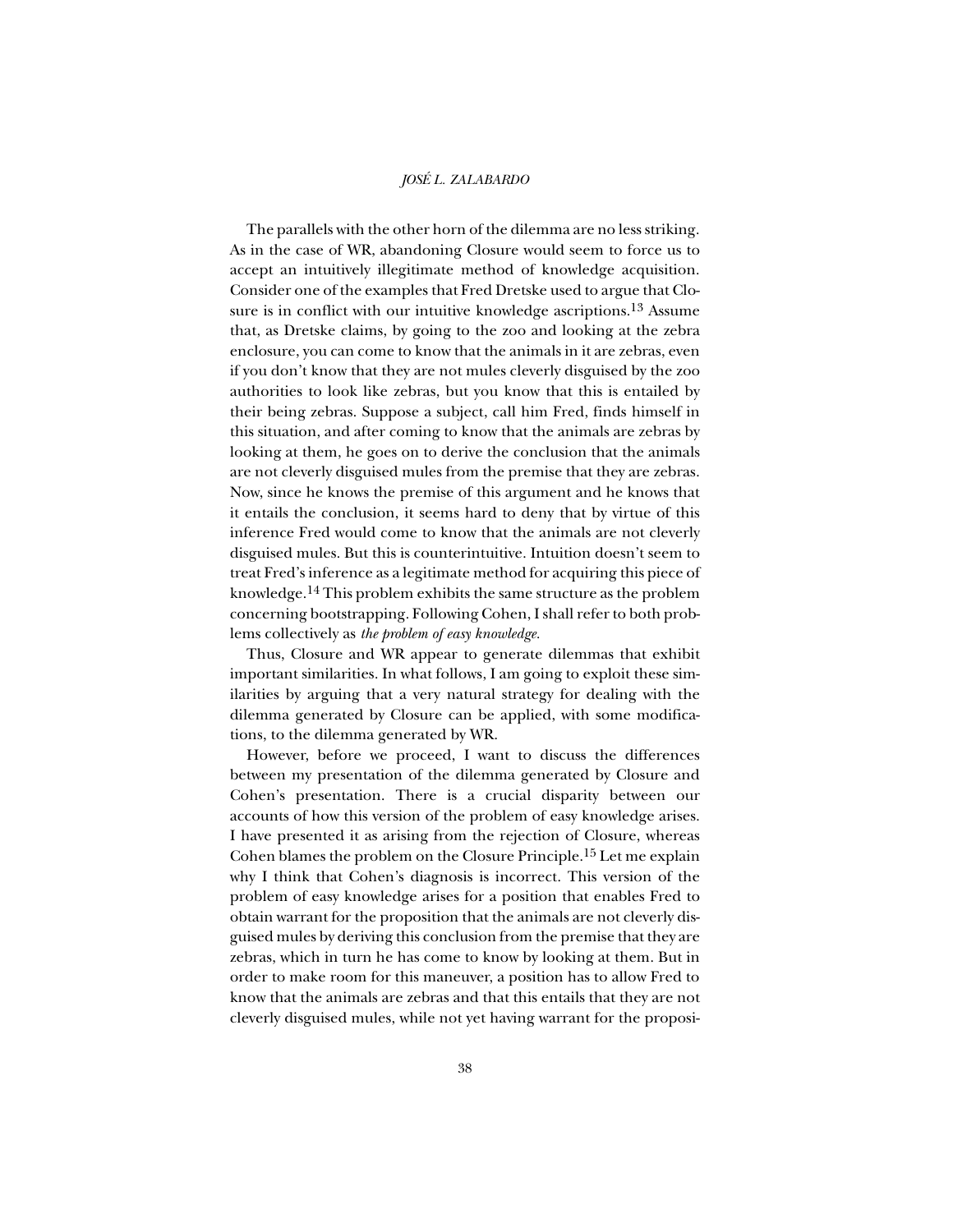The parallels with the other horn of the dilemma are no less striking. As in the case of WR, abandoning Closure would seem to force us to accept an intuitively illegitimate method of knowledge acquisition. Consider one of the examples that Fred Dretske used to argue that Closure is in conflict with our intuitive knowledge ascriptions.[13] Assume that, as Dretske claims, by going to the zoo and looking at the zebra enclosure, you can come to know that the animals in it are zebras, even if you don't know that they are not mules cleverly disguised by the zoo authorities to look like zebras, but you know that this is entailed by their being zebras. Suppose a subject, call him Fred, finds himself in this situation, and after coming to know that the animals are zebras by looking at them, he goes on to derive the conclusion that the animals are not cleverly disguised mules from the premise that they are zebras. Now, since he knows the premise of this argument and he knows that it entails the conclusion, it seems hard to deny that by virtue of this inference Fred would come to know that the animals are not cleverly disguised mules. But this is counterintuitive. Intuition doesn't seem to treat Fred's inference as a legitimate method for acquiring this piece of knowledge.[14] This problem exhibits the same structure as the problem concerning bootstrapping. Following Cohen, I shall refer to both problems collectively as *the problem of easy knowledge*.

Thus, Closure and WR appear to generate dilemmas that exhibit important similarities. In what follows, I am going to exploit these similarities by arguing that a very natural strategy for dealing with the dilemma generated by Closure can be applied, with some modifications, to the dilemma generated by WR.

However, before we proceed, I want to discuss the differences between my presentation of the dilemma generated by Closure and Cohen's presentation. There is a crucial disparity between our accounts of how this version of the problem of easy knowledge arises. I have presented it as arising from the rejection of Closure, whereas Cohen blames the problem on the Closure Principle.[15] Let me explain why I think that Cohen's diagnosis is incorrect. This version of the problem of easy knowledge arises for a position that enables Fred to obtain warrant for the proposition that the animals are not cleverly disguised mules by deriving this conclusion from the premise that they are zebras, which in turn he has come to know by looking at them. But in order to make room for this maneuver, a position has to allow Fred to know that the animals are zebras and that this entails that they are not cleverly disguised mules, while not yet having warrant for the proposi-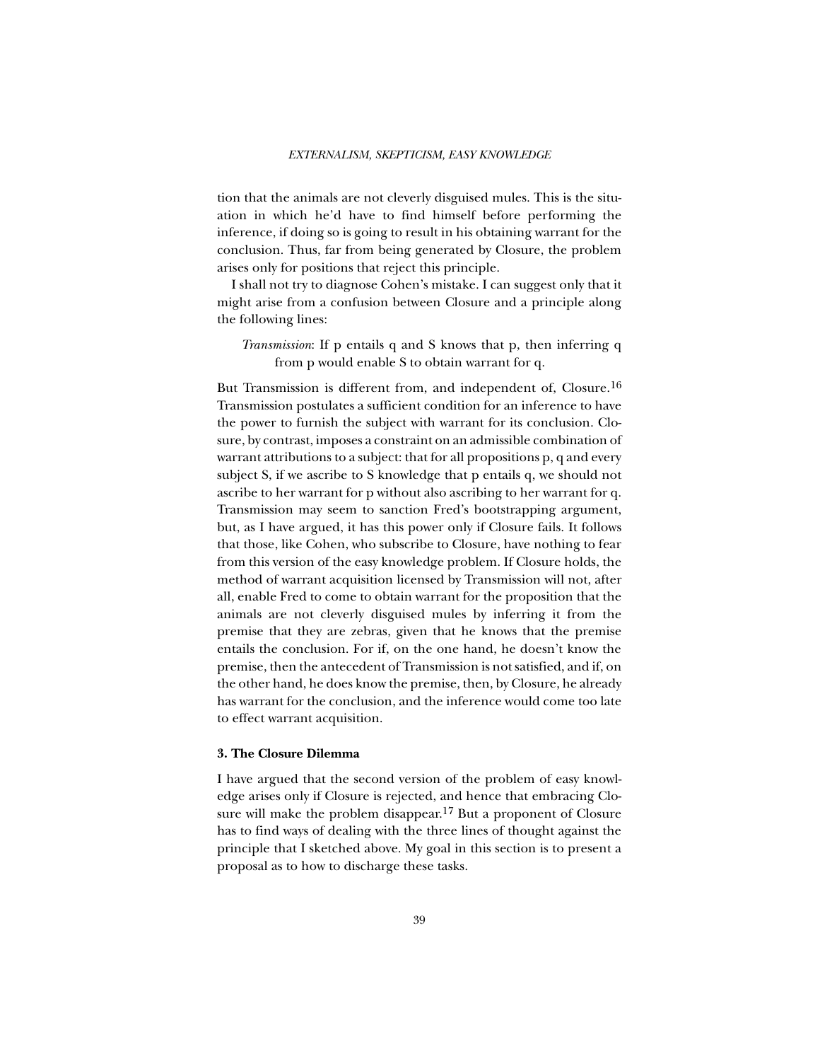tion that the animals are not cleverly disguised mules. This is the situation in which he'd have to find himself before performing the inference, if doing so is going to result in his obtaining warrant for the conclusion. Thus, far from being generated by Closure, the problem arises only for positions that reject this principle.

I shall not try to diagnose Cohen's mistake. I can suggest only that it might arise from a confusion between Closure and a principle along the following lines:

> *Transmission*: If p entails q and S knows that p, then inferring q from p would enable S to obtain warrant for q.

But Transmission is different from, and independent of, Closure.[16] Transmission postulates a sufficient condition for an inference to have the power to furnish the subject with warrant for its conclusion. Closure, by contrast, imposes a constraint on an admissible combination of warrant attributions to a subject: that for all propositions p, q and every subject S, if we ascribe to S knowledge that p entails q, we should not ascribe to her warrant for p without also ascribing to her warrant for q. Transmission may seem to sanction Fred's bootstrapping argument, but, as I have argued, it has this power only if Closure fails. It follows that those, like Cohen, who subscribe to Closure, have nothing to fear from this version of the easy knowledge problem. If Closure holds, the method of warrant acquisition licensed by Transmission will not, after all, enable Fred to come to obtain warrant for the proposition that the animals are not cleverly disguised mules by inferring it from the premise that they are zebras, given that he knows that the premise entails the conclusion. For if, on the one hand, he doesn't know the premise, then the antecedent of Transmission is not satisfied, and if, on the other hand, he does know the premise, then, by Closure, he already has warrant for the conclusion, and the inference would come too late to effect warrant acquisition.

### 3. The Closure Dilemma

I have argued that the second version of the problem of easy knowledge arises only if Closure is rejected, and hence that embracing Closure will make the problem disappear.[17] But a proponent of Closure has to find ways of dealing with the three lines of thought against the principle that I sketched above. My goal in this section is to present a proposal as to how to discharge these tasks.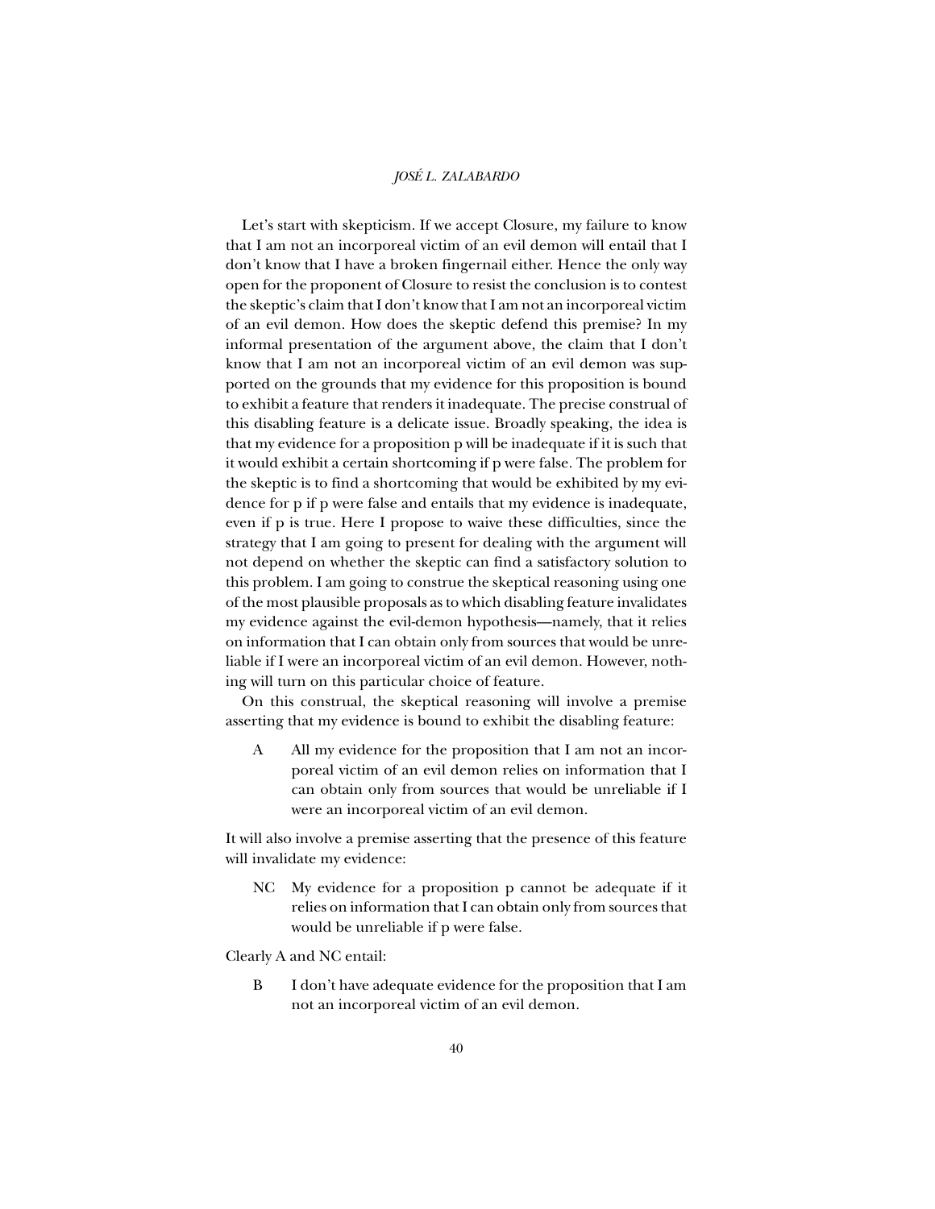Let's start with skepticism. If we accept Closure, my failure to know that I am not an incorporeal victim of an evil demon will entail that I don't know that I have a broken fingernail either. Hence the only way open for the proponent of Closure to resist the conclusion is to contest the skeptic's claim that I don't know that I am not an incorporeal victim of an evil demon. How does the skeptic defend this premise? In my informal presentation of the argument above, the claim that I don't know that I am not an incorporeal victim of an evil demon was supported on the grounds that my evidence for this proposition is bound to exhibit a feature that renders it inadequate. The precise construal of this disabling feature is a delicate issue. Broadly speaking, the idea is that my evidence for a proposition p will be inadequate if it is such that it would exhibit a certain shortcoming if p were false. The problem for the skeptic is to find a shortcoming that would be exhibited by my evidence for p if p were false and entails that my evidence is inadequate, even if p is true. Here I propose to waive these difficulties, since the strategy that I am going to present for dealing with the argument will not depend on whether the skeptic can find a satisfactory solution to this problem. I am going to construe the skeptical reasoning using one of the most plausible proposals as to which disabling feature invalidates my evidence against the evil-demon hypothesis—namely, that it relies on information that I can obtain only from sources that would be unreliable if I were an incorporeal victim of an evil demon. However, nothing will turn on this particular choice of feature.

On this construal, the skeptical reasoning will involve a premise asserting that my evidence is bound to exhibit the disabling feature:

> A All my evidence for the proposition that I am not an incorporeal victim of an evil demon relies on information that I can obtain only from sources that would be unreliable if I were an incorporeal victim of an evil demon.

It will also involve a premise asserting that the presence of this feature will invalidate my evidence:

> NC My evidence for a proposition p cannot be adequate if it relies on information that I can obtain only from sources that would be unreliable if p were false.

Clearly A and NC entail:

> B I don't have adequate evidence for the proposition that I am not an incorporeal victim of an evil demon.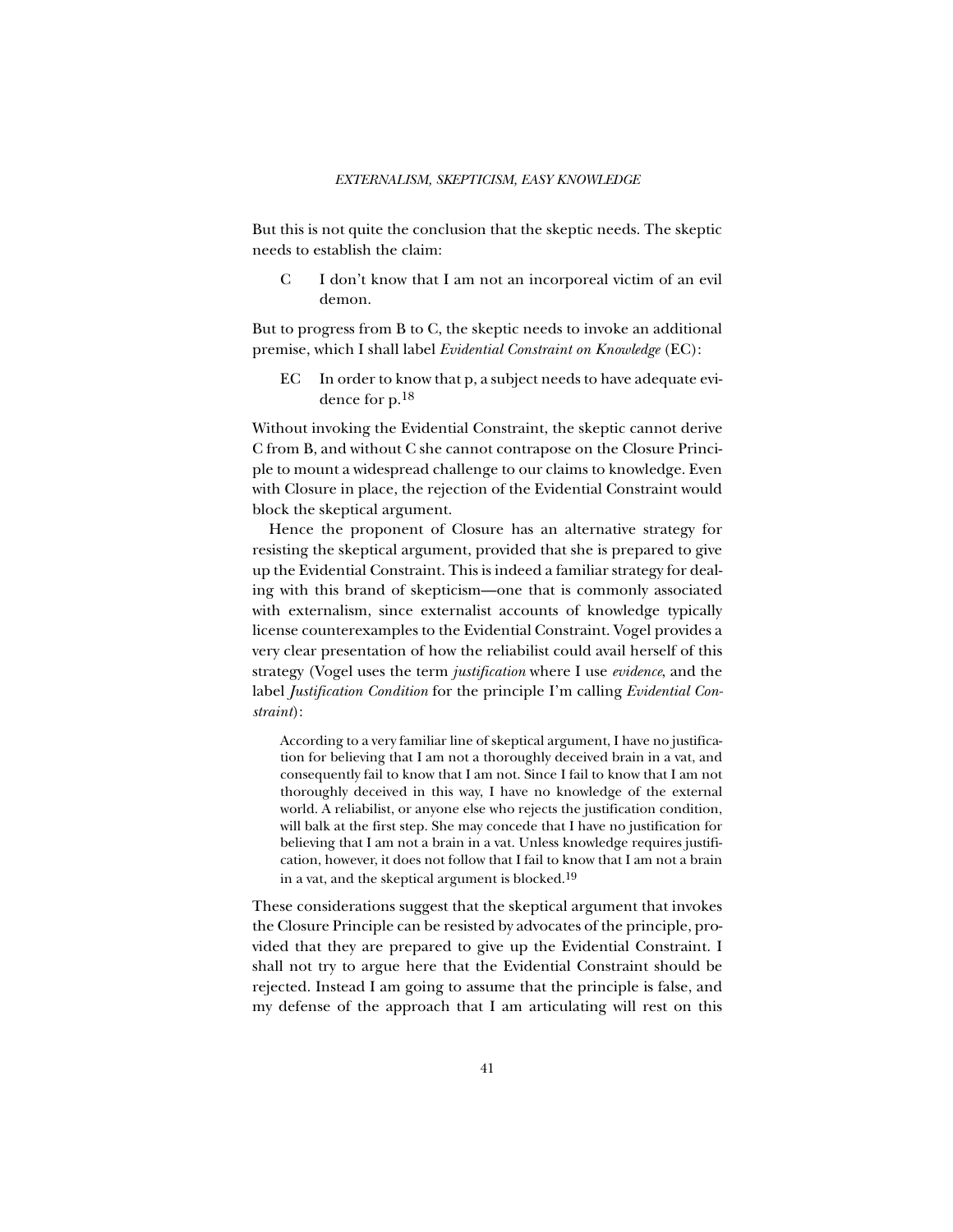But this is not quite the conclusion that the skeptic needs. The skeptic needs to establish the claim:

C  I don't know that I am not an incorporeal victim of an evil demon.

But to progress from B to C, the skeptic needs to invoke an additional premise, which I shall label *Evidential Constraint on Knowledge* (EC):

EC  In order to know that p, a subject needs to have adequate evidence for p.[18]

Without invoking the Evidential Constraint, the skeptic cannot derive C from B, and without C she cannot contrapose on the Closure Principle to mount a widespread challenge to our claims to knowledge. Even with Closure in place, the rejection of the Evidential Constraint would block the skeptical argument.

Hence the proponent of Closure has an alternative strategy for resisting the skeptical argument, provided that she is prepared to give up the Evidential Constraint. This is indeed a familiar strategy for dealing with this brand of skepticism—one that is commonly associated with externalism, since externalist accounts of knowledge typically license counterexamples to the Evidential Constraint. Vogel provides a very clear presentation of how the reliabilist could avail herself of this strategy (Vogel uses the term *justification* where I use *evidence*, and the label *Justification Condition* for the principle I'm calling *Evidential Constraint*):

> According to a very familiar line of skeptical argument, I have no justification for believing that I am not a thoroughly deceived brain in a vat, and consequently fail to know that I am not. Since I fail to know that I am not thoroughly deceived in this way, I have no knowledge of the external world. A reliabilist, or anyone else who rejects the justification condition, will balk at the first step. She may concede that I have no justification for believing that I am not a brain in a vat. Unless knowledge requires justification, however, it does not follow that I fail to know that I am not a brain in a vat, and the skeptical argument is blocked.[19]

These considerations suggest that the skeptical argument that invokes the Closure Principle can be resisted by advocates of the principle, provided that they are prepared to give up the Evidential Constraint. I shall not try to argue here that the Evidential Constraint should be rejected. Instead I am going to assume that the principle is false, and my defense of the approach that I am articulating will rest on this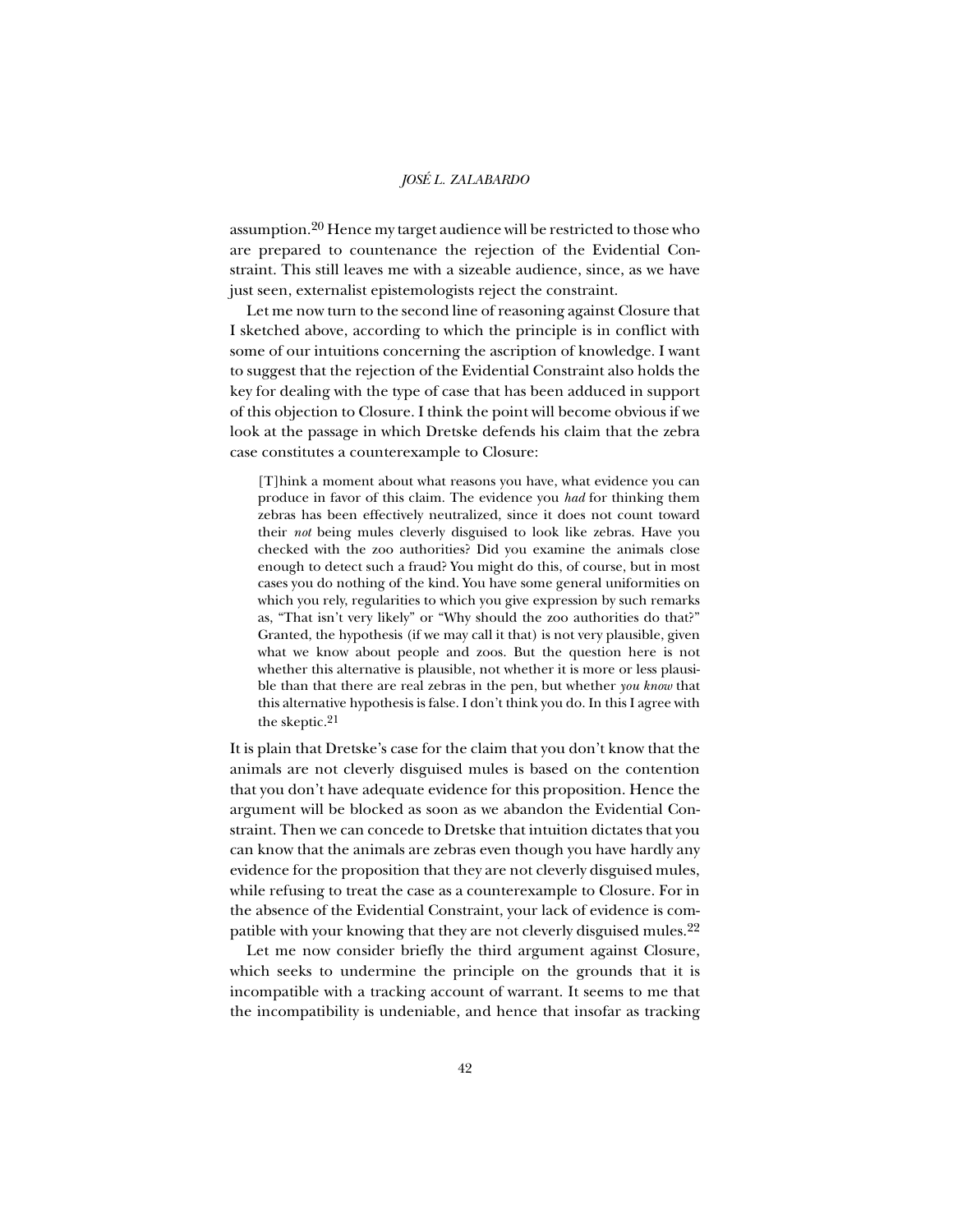assumption.[20] Hence my target audience will be restricted to those who are prepared to countenance the rejection of the Evidential Constraint. This still leaves me with a sizeable audience, since, as we have just seen, externalist epistemologists reject the constraint.

Let me now turn to the second line of reasoning against Closure that I sketched above, according to which the principle is in conflict with some of our intuitions concerning the ascription of knowledge. I want to suggest that the rejection of the Evidential Constraint also holds the key for dealing with the type of case that has been adduced in support of this objection to Closure. I think the point will become obvious if we look at the passage in which Dretske defends his claim that the zebra case constitutes a counterexample to Closure:

> [T]hink a moment about what reasons you have, what evidence you can produce in favor of this claim. The evidence you *had* for thinking them zebras has been effectively neutralized, since it does not count toward their *not* being mules cleverly disguised to look like zebras. Have you checked with the zoo authorities? Did you examine the animals close enough to detect such a fraud? You might do this, of course, but in most cases you do nothing of the kind. You have some general uniformities on which you rely, regularities to which you give expression by such remarks as, "That isn't very likely" or "Why should the zoo authorities do that?" Granted, the hypothesis (if we may call it that) is not very plausible, given what we know about people and zoos. But the question here is not whether this alternative is plausible, not whether it is more or less plausible than that there are real zebras in the pen, but whether *you know* that this alternative hypothesis is false. I don't think you do. In this I agree with the skeptic.[21]

It is plain that Dretske's case for the claim that you don't know that the animals are not cleverly disguised mules is based on the contention that you don't have adequate evidence for this proposition. Hence the argument will be blocked as soon as we abandon the Evidential Constraint. Then we can concede to Dretske that intuition dictates that you can know that the animals are zebras even though you have hardly any evidence for the proposition that they are not cleverly disguised mules, while refusing to treat the case as a counterexample to Closure. For in the absence of the Evidential Constraint, your lack of evidence is compatible with your knowing that they are not cleverly disguised mules.[22]

Let me now consider briefly the third argument against Closure, which seeks to undermine the principle on the grounds that it is incompatible with a tracking account of warrant. It seems to me that the incompatibility is undeniable, and hence that insofar as tracking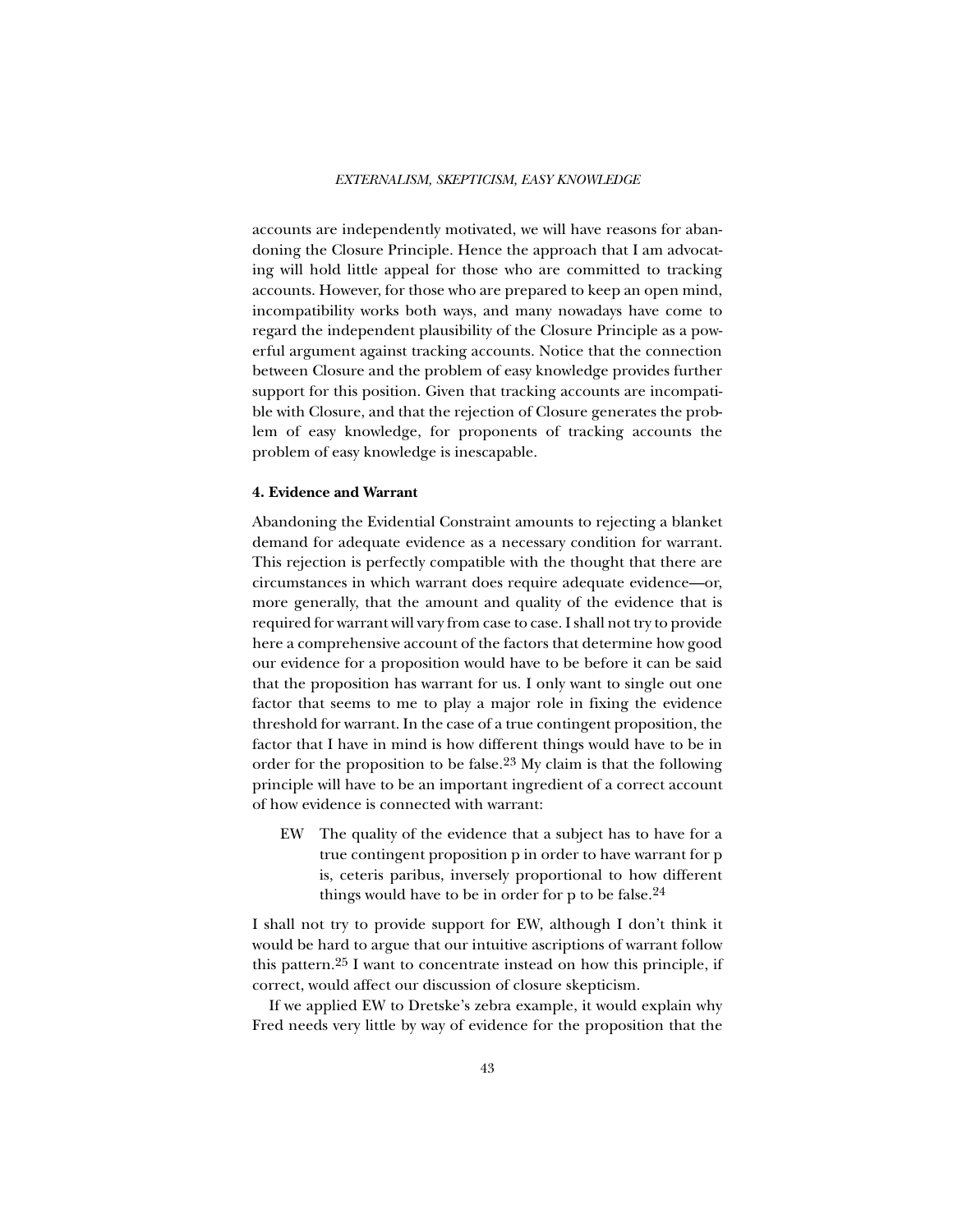accounts are independently motivated, we will have reasons for abandoning the Closure Principle. Hence the approach that I am advocating will hold little appeal for those who are committed to tracking accounts. However, for those who are prepared to keep an open mind, incompatibility works both ways, and many nowadays have come to regard the independent plausibility of the Closure Principle as a powerful argument against tracking accounts. Notice that the connection between Closure and the problem of easy knowledge provides further support for this position. Given that tracking accounts are incompatible with Closure, and that the rejection of Closure generates the problem of easy knowledge, for proponents of tracking accounts the problem of easy knowledge is inescapable.

**4. Evidence and Warrant**

Abandoning the Evidential Constraint amounts to rejecting a blanket demand for adequate evidence as a necessary condition for warrant. This rejection is perfectly compatible with the thought that there are circumstances in which warrant does require adequate evidence—or, more generally, that the amount and quality of the evidence that is required for warrant will vary from case to case. I shall not try to provide here a comprehensive account of the factors that determine how good our evidence for a proposition would have to be before it can be said that the proposition has warrant for us. I only want to single out one factor that seems to me to play a major role in fixing the evidence threshold for warrant. In the case of a true contingent proposition, the factor that I have in mind is how different things would have to be in order for the proposition to be false.[23] My claim is that the following principle will have to be an important ingredient of a correct account of how evidence is connected with warrant:

> EW The quality of the evidence that a subject has to have for a true contingent proposition p in order to have warrant for p is, ceteris paribus, inversely proportional to how different things would have to be in order for p to be false.[24]

I shall not try to provide support for EW, although I don't think it would be hard to argue that our intuitive ascriptions of warrant follow this pattern.[25] I want to concentrate instead on how this principle, if correct, would affect our discussion of closure skepticism.

If we applied EW to Dretske's zebra example, it would explain why Fred needs very little by way of evidence for the proposition that the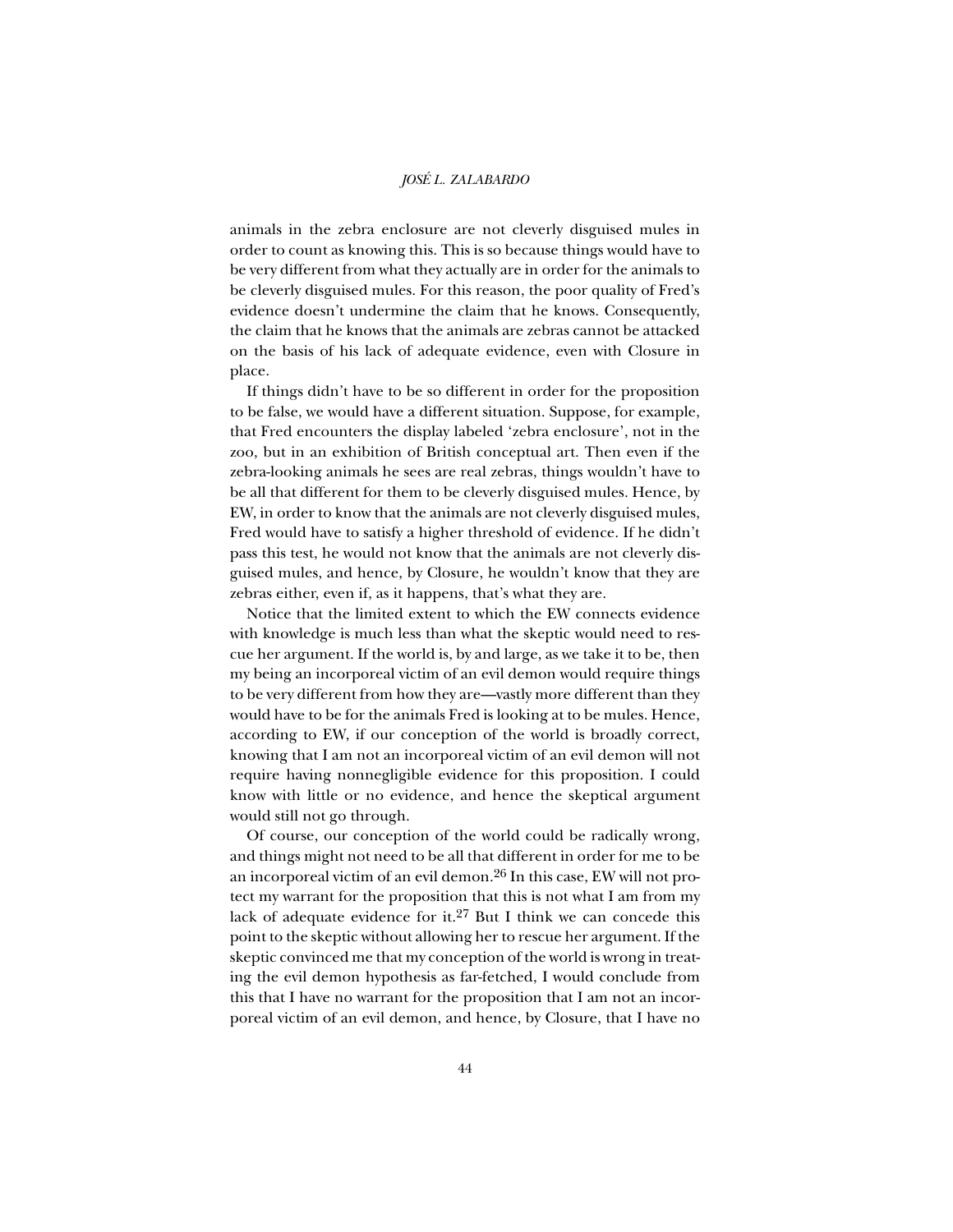animals in the zebra enclosure are not cleverly disguised mules in order to count as knowing this. This is so because things would have to be very different from what they actually are in order for the animals to be cleverly disguised mules. For this reason, the poor quality of Fred's evidence doesn't undermine the claim that he knows. Consequently, the claim that he knows that the animals are zebras cannot be attacked on the basis of his lack of adequate evidence, even with Closure in place.

If things didn't have to be so different in order for the proposition to be false, we would have a different situation. Suppose, for example, that Fred encounters the display labeled 'zebra enclosure', not in the zoo, but in an exhibition of British conceptual art. Then even if the zebra-looking animals he sees are real zebras, things wouldn't have to be all that different for them to be cleverly disguised mules. Hence, by EW, in order to know that the animals are not cleverly disguised mules, Fred would have to satisfy a higher threshold of evidence. If he didn't pass this test, he would not know that the animals are not cleverly disguised mules, and hence, by Closure, he wouldn't know that they are zebras either, even if, as it happens, that's what they are.

Notice that the limited extent to which the EW connects evidence with knowledge is much less than what the skeptic would need to rescue her argument. If the world is, by and large, as we take it to be, then my being an incorporeal victim of an evil demon would require things to be very different from how they are—vastly more different than they would have to be for the animals Fred is looking at to be mules. Hence, according to EW, if our conception of the world is broadly correct, knowing that I am not an incorporeal victim of an evil demon will not require having nonnegligible evidence for this proposition. I could know with little or no evidence, and hence the skeptical argument would still not go through.

Of course, our conception of the world could be radically wrong, and things might not need to be all that different in order for me to be an incorporeal victim of an evil demon.[26] In this case, EW will not protect my warrant for the proposition that this is not what I am from my lack of adequate evidence for it.[27] But I think we can concede this point to the skeptic without allowing her to rescue her argument. If the skeptic convinced me that my conception of the world is wrong in treating the evil demon hypothesis as far-fetched, I would conclude from this that I have no warrant for the proposition that I am not an incorporeal victim of an evil demon, and hence, by Closure, that I have no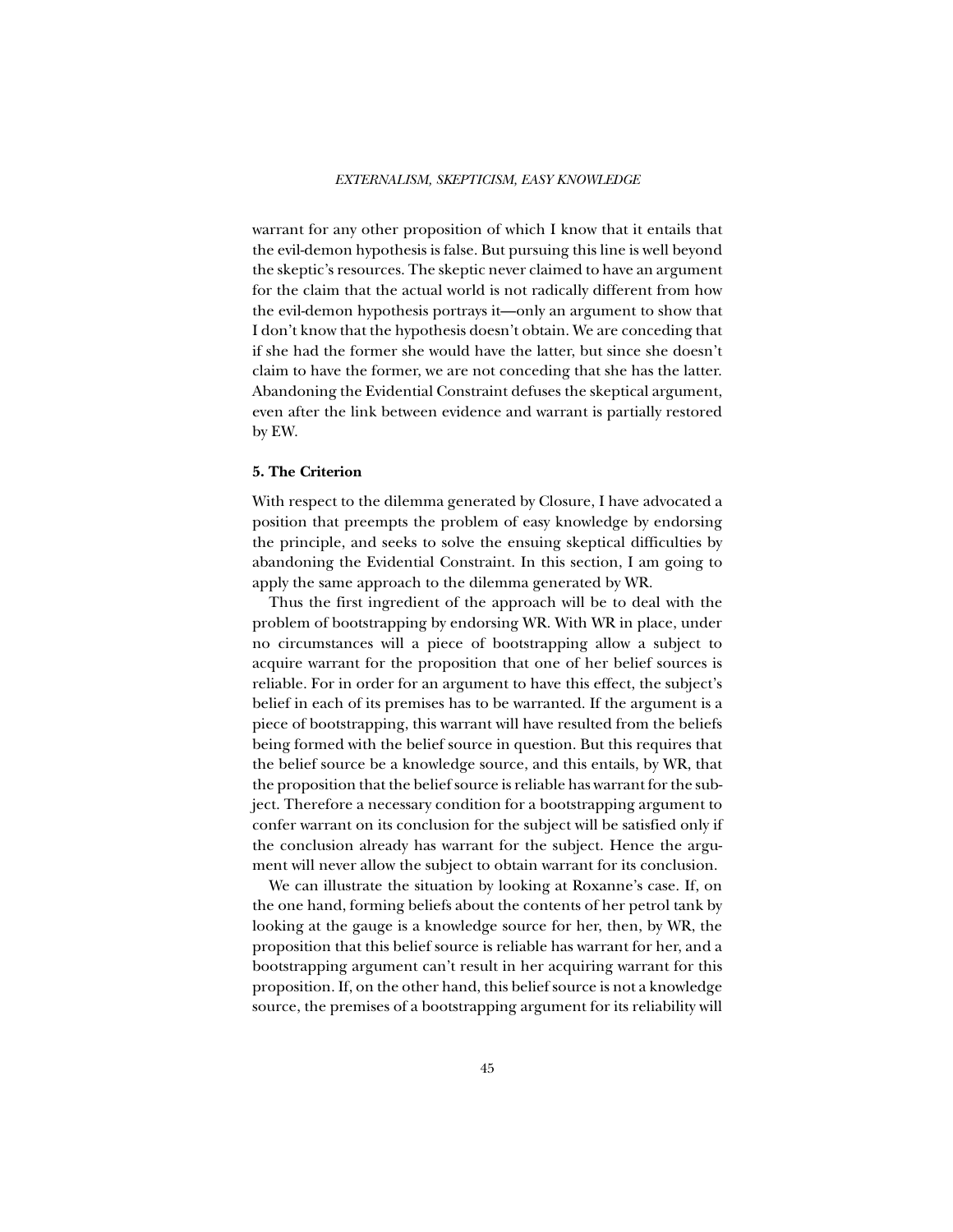warrant for any other proposition of which I know that it entails that the evil-demon hypothesis is false. But pursuing this line is well beyond the skeptic's resources. The skeptic never claimed to have an argument for the claim that the actual world is not radically different from how the evil-demon hypothesis portrays it—only an argument to show that I don't know that the hypothesis doesn't obtain. We are conceding that if she had the former she would have the latter, but since she doesn't claim to have the former, we are not conceding that she has the latter. Abandoning the Evidential Constraint defuses the skeptical argument, even after the link between evidence and warrant is partially restored by EW.

### 5. The Criterion

With respect to the dilemma generated by Closure, I have advocated a position that preempts the problem of easy knowledge by endorsing the principle, and seeks to solve the ensuing skeptical difficulties by abandoning the Evidential Constraint. In this section, I am going to apply the same approach to the dilemma generated by WR.

Thus the first ingredient of the approach will be to deal with the problem of bootstrapping by endorsing WR. With WR in place, under no circumstances will a piece of bootstrapping allow a subject to acquire warrant for the proposition that one of her belief sources is reliable. For in order for an argument to have this effect, the subject's belief in each of its premises has to be warranted. If the argument is a piece of bootstrapping, this warrant will have resulted from the beliefs being formed with the belief source in question. But this requires that the belief source be a knowledge source, and this entails, by WR, that the proposition that the belief source is reliable has warrant for the subject. Therefore a necessary condition for a bootstrapping argument to confer warrant on its conclusion for the subject will be satisfied only if the conclusion already has warrant for the subject. Hence the argument will never allow the subject to obtain warrant for its conclusion.

We can illustrate the situation by looking at Roxanne's case. If, on the one hand, forming beliefs about the contents of her petrol tank by looking at the gauge is a knowledge source for her, then, by WR, the proposition that this belief source is reliable has warrant for her, and a bootstrapping argument can't result in her acquiring warrant for this proposition. If, on the other hand, this belief source is not a knowledge source, the premises of a bootstrapping argument for its reliability will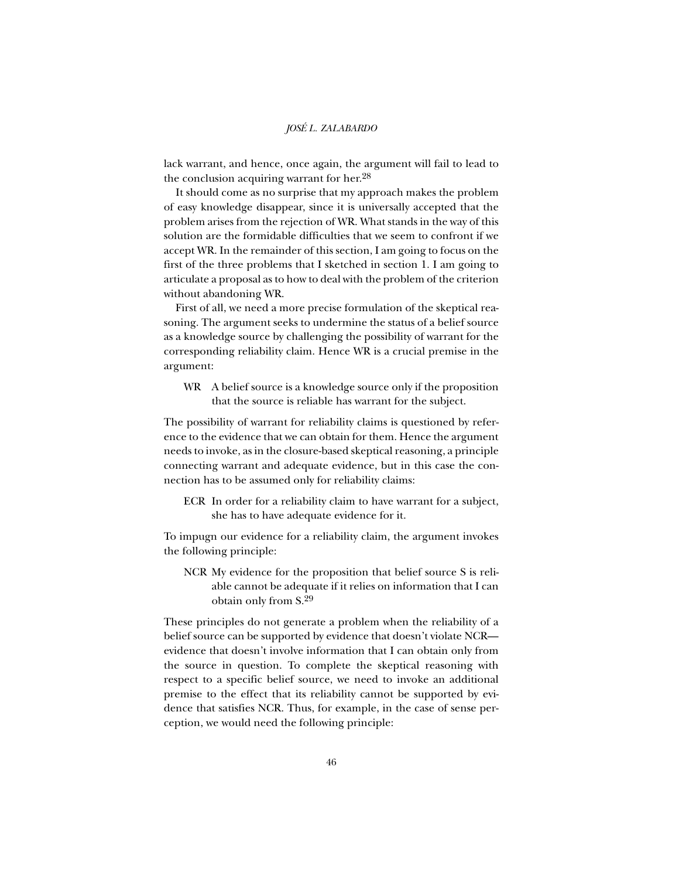lack warrant, and hence, once again, the argument will fail to lead to the conclusion acquiring warrant for her.[28]

It should come as no surprise that my approach makes the problem of easy knowledge disappear, since it is universally accepted that the problem arises from the rejection of WR. What stands in the way of this solution are the formidable difficulties that we seem to confront if we accept WR. In the remainder of this section, I am going to focus on the first of the three problems that I sketched in section 1. I am going to articulate a proposal as to how to deal with the problem of the criterion without abandoning WR.

First of all, we need a more precise formulation of the skeptical reasoning. The argument seeks to undermine the status of a belief source as a knowledge source by challenging the possibility of warrant for the corresponding reliability claim. Hence WR is a crucial premise in the argument:

> WR A belief source is a knowledge source only if the proposition that the source is reliable has warrant for the subject.

The possibility of warrant for reliability claims is questioned by reference to the evidence that we can obtain for them. Hence the argument needs to invoke, as in the closure-based skeptical reasoning, a principle connecting warrant and adequate evidence, but in this case the connection has to be assumed only for reliability claims:

> ECR In order for a reliability claim to have warrant for a subject, she has to have adequate evidence for it.

To impugn our evidence for a reliability claim, the argument invokes the following principle:

> NCR My evidence for the proposition that belief source S is reliable cannot be adequate if it relies on information that I can obtain only from S.[29]

These principles do not generate a problem when the reliability of a belief source can be supported by evidence that doesn't violate NCR—evidence that doesn't involve information that I can obtain only from the source in question. To complete the skeptical reasoning with respect to a specific belief source, we need to invoke an additional premise to the effect that its reliability cannot be supported by evidence that satisfies NCR. Thus, for example, in the case of sense perception, we would need the following principle: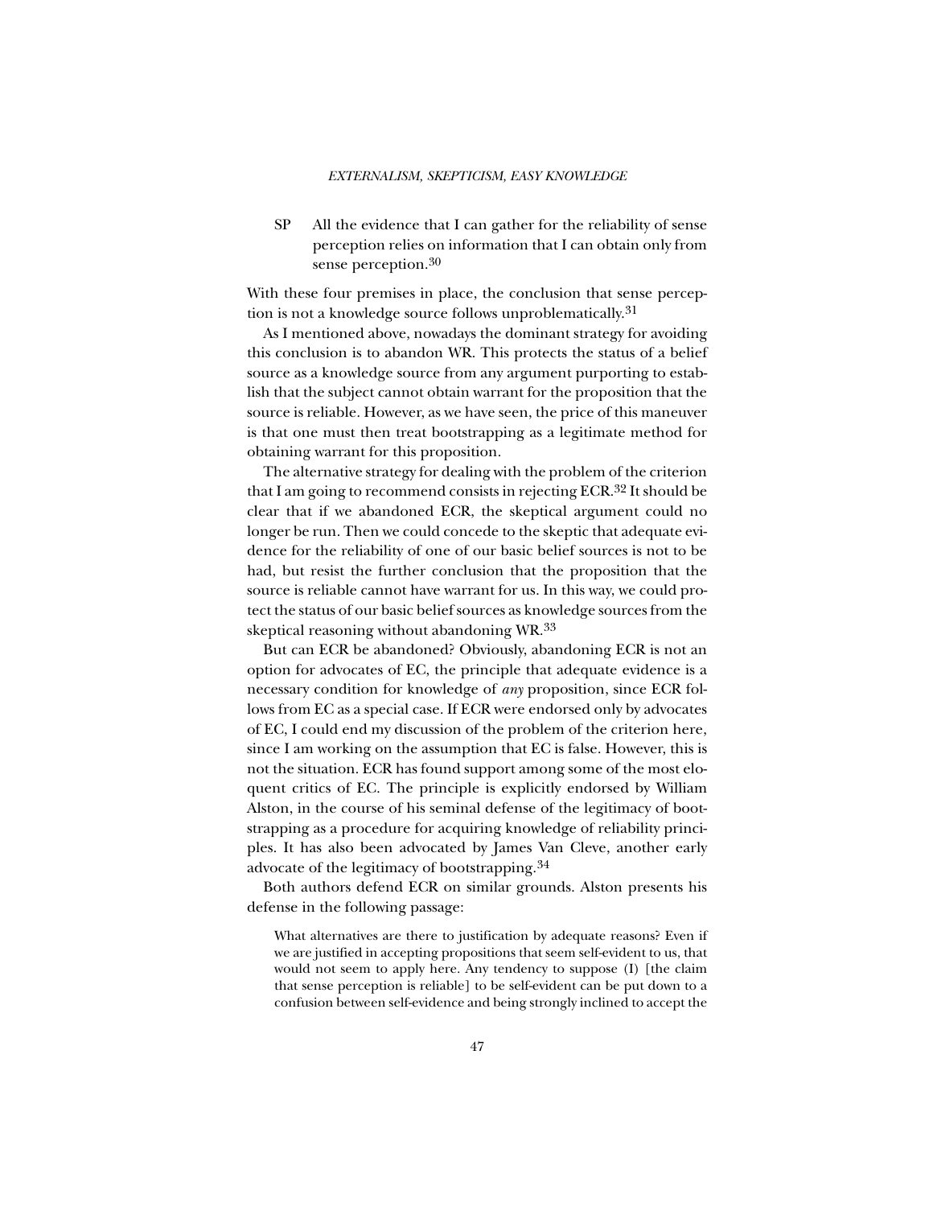SP All the evidence that I can gather for the reliability of sense perception relies on information that I can obtain only from sense perception.[30]

With these four premises in place, the conclusion that sense perception is not a knowledge source follows unproblematically.[31]

As I mentioned above, nowadays the dominant strategy for avoiding this conclusion is to abandon WR. This protects the status of a belief source as a knowledge source from any argument purporting to establish that the subject cannot obtain warrant for the proposition that the source is reliable. However, as we have seen, the price of this maneuver is that one must then treat bootstrapping as a legitimate method for obtaining warrant for this proposition.

The alternative strategy for dealing with the problem of the criterion that I am going to recommend consists in rejecting ECR.[32] It should be clear that if we abandoned ECR, the skeptical argument could no longer be run. Then we could concede to the skeptic that adequate evidence for the reliability of one of our basic belief sources is not to be had, but resist the further conclusion that the proposition that the source is reliable cannot have warrant for us. In this way, we could protect the status of our basic belief sources as knowledge sources from the skeptical reasoning without abandoning WR.[33]

But can ECR be abandoned? Obviously, abandoning ECR is not an option for advocates of EC, the principle that adequate evidence is a necessary condition for knowledge of *any* proposition, since ECR follows from EC as a special case. If ECR were endorsed only by advocates of EC, I could end my discussion of the problem of the criterion here, since I am working on the assumption that EC is false. However, this is not the situation. ECR has found support among some of the most eloquent critics of EC. The principle is explicitly endorsed by William Alston, in the course of his seminal defense of the legitimacy of bootstrapping as a procedure for acquiring knowledge of reliability principles. It has also been advocated by James Van Cleve, another early advocate of the legitimacy of bootstrapping.[34]

Both authors defend ECR on similar grounds. Alston presents his defense in the following passage:

> What alternatives are there to justification by adequate reasons? Even if we are justified in accepting propositions that seem self-evident to us, that would not seem to apply here. Any tendency to suppose (I) [the claim that sense perception is reliable] to be self-evident can be put down to a confusion between self-evidence and being strongly inclined to accept the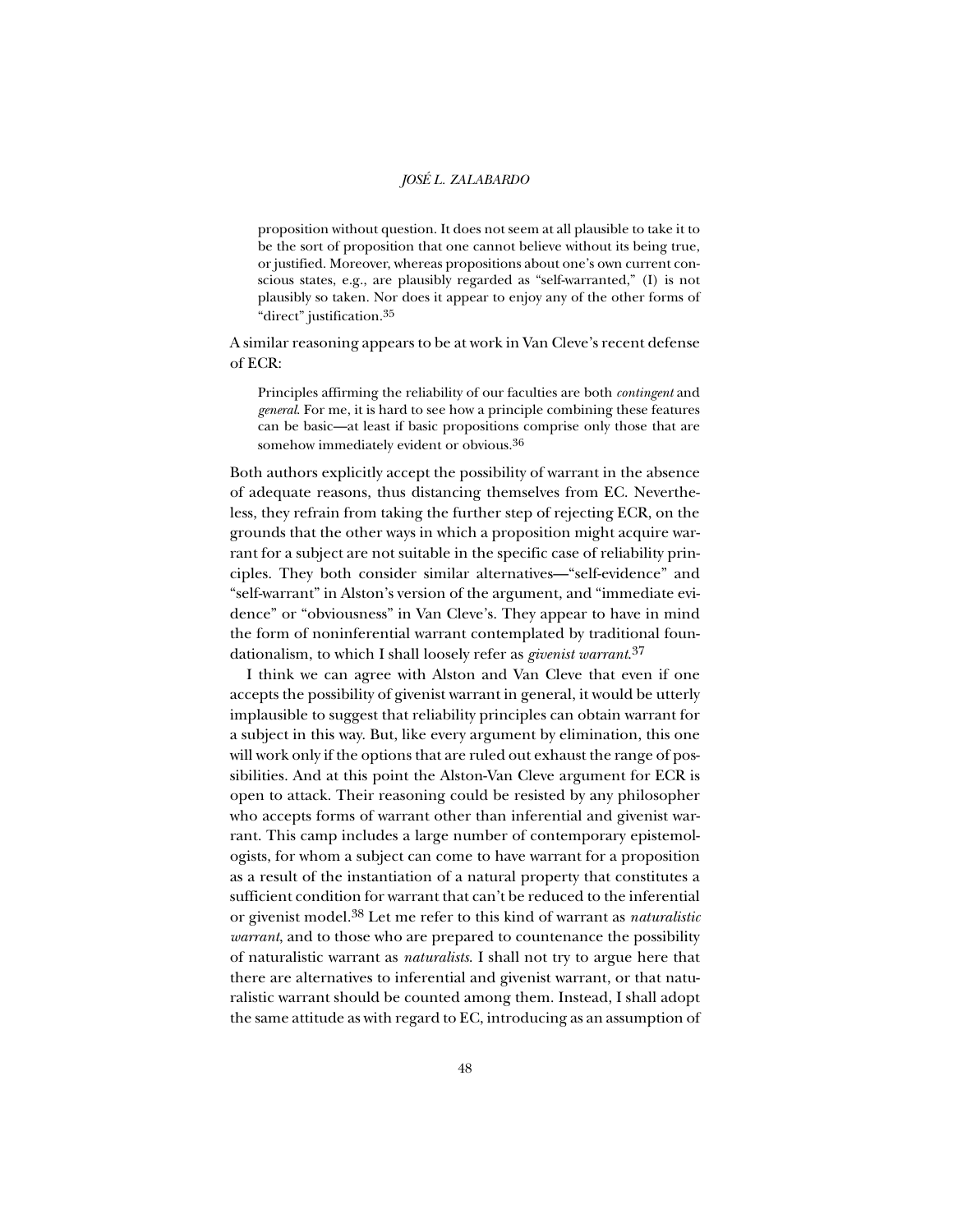> proposition without question. It does not seem at all plausible to take it to be the sort of proposition that one cannot believe without its being true, or justified. Moreover, whereas propositions about one's own current conscious states, e.g., are plausibly regarded as "self-warranted," (I) is not plausibly so taken. Nor does it appear to enjoy any of the other forms of "direct" justification.[35]

A similar reasoning appears to be at work in Van Cleve's recent defense of ECR:

> Principles affirming the reliability of our faculties are both *contingent* and *general*. For me, it is hard to see how a principle combining these features can be basic—at least if basic propositions comprise only those that are somehow immediately evident or obvious.[36]

Both authors explicitly accept the possibility of warrant in the absence of adequate reasons, thus distancing themselves from EC. Nevertheless, they refrain from taking the further step of rejecting ECR, on the grounds that the other ways in which a proposition might acquire warrant for a subject are not suitable in the specific case of reliability principles. They both consider similar alternatives—"self-evidence" and "self-warrant" in Alston's version of the argument, and "immediate evidence" or "obviousness" in Van Cleve's. They appear to have in mind the form of noninferential warrant contemplated by traditional foundationalism, to which I shall loosely refer as *givenist warrant*.[37]

I think we can agree with Alston and Van Cleve that even if one accepts the possibility of givenist warrant in general, it would be utterly implausible to suggest that reliability principles can obtain warrant for a subject in this way. But, like every argument by elimination, this one will work only if the options that are ruled out exhaust the range of possibilities. And at this point the Alston-Van Cleve argument for ECR is open to attack. Their reasoning could be resisted by any philosopher who accepts forms of warrant other than inferential and givenist warrant. This camp includes a large number of contemporary epistemologists, for whom a subject can come to have warrant for a proposition as a result of the instantiation of a natural property that constitutes a sufficient condition for warrant that can't be reduced to the inferential or givenist model.[38] Let me refer to this kind of warrant as *naturalistic warrant*, and to those who are prepared to countenance the possibility of naturalistic warrant as *naturalists*. I shall not try to argue here that there are alternatives to inferential and givenist warrant, or that naturalistic warrant should be counted among them. Instead, I shall adopt the same attitude as with regard to EC, introducing as an assumption of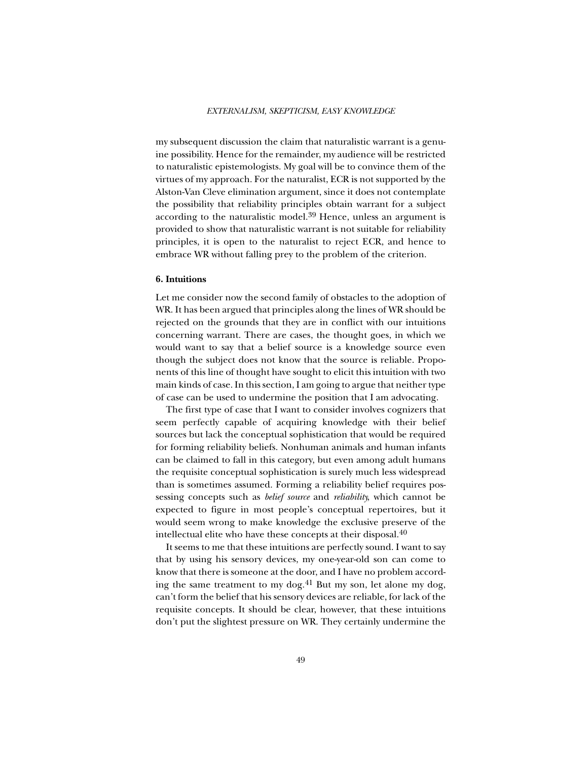my subsequent discussion the claim that naturalistic warrant is a genuine possibility. Hence for the remainder, my audience will be restricted to naturalistic epistemologists. My goal will be to convince them of the virtues of my approach. For the naturalist, ECR is not supported by the Alston-Van Cleve elimination argument, since it does not contemplate the possibility that reliability principles obtain warrant for a subject according to the naturalistic model.[39] Hence, unless an argument is provided to show that naturalistic warrant is not suitable for reliability principles, it is open to the naturalist to reject ECR, and hence to embrace WR without falling prey to the problem of the criterion.

### 6. Intuitions

Let me consider now the second family of obstacles to the adoption of WR. It has been argued that principles along the lines of WR should be rejected on the grounds that they are in conflict with our intuitions concerning warrant. There are cases, the thought goes, in which we would want to say that a belief source is a knowledge source even though the subject does not know that the source is reliable. Proponents of this line of thought have sought to elicit this intuition with two main kinds of case. In this section, I am going to argue that neither type of case can be used to undermine the position that I am advocating.

The first type of case that I want to consider involves cognizers that seem perfectly capable of acquiring knowledge with their belief sources but lack the conceptual sophistication that would be required for forming reliability beliefs. Nonhuman animals and human infants can be claimed to fall in this category, but even among adult humans the requisite conceptual sophistication is surely much less widespread than is sometimes assumed. Forming a reliability belief requires possessing concepts such as *belief source* and *reliability*, which cannot be expected to figure in most people's conceptual repertoires, but it would seem wrong to make knowledge the exclusive preserve of the intellectual elite who have these concepts at their disposal.[40]

It seems to me that these intuitions are perfectly sound. I want to say that by using his sensory devices, my one-year-old son can come to know that there is someone at the door, and I have no problem according the same treatment to my dog.[41] But my son, let alone my dog, can't form the belief that his sensory devices are reliable, for lack of the requisite concepts. It should be clear, however, that these intuitions don't put the slightest pressure on WR. They certainly undermine the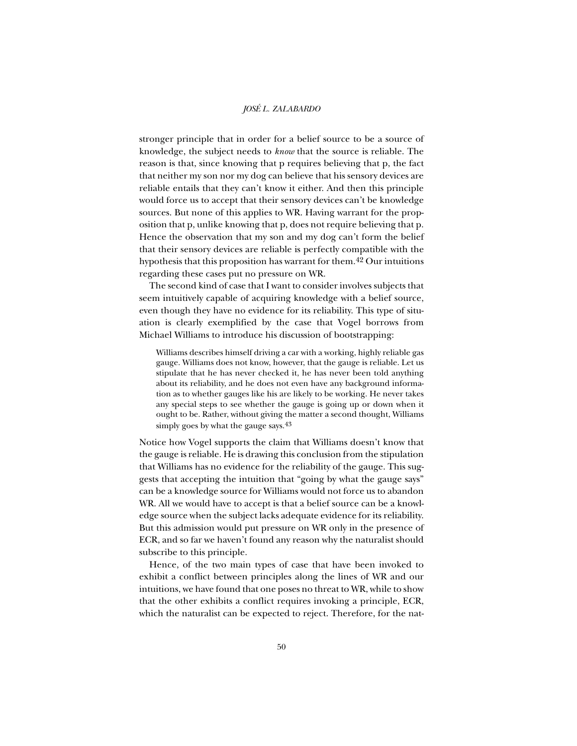stronger principle that in order for a belief source to be a source of knowledge, the subject needs to *know* that the source is reliable. The reason is that, since knowing that p requires believing that p, the fact that neither my son nor my dog can believe that his sensory devices are reliable entails that they can't know it either. And then this principle would force us to accept that their sensory devices can't be knowledge sources. But none of this applies to WR. Having warrant for the proposition that p, unlike knowing that p, does not require believing that p. Hence the observation that my son and my dog can't form the belief that their sensory devices are reliable is perfectly compatible with the hypothesis that this proposition has warrant for them.[42] Our intuitions regarding these cases put no pressure on WR.

The second kind of case that I want to consider involves subjects that seem intuitively capable of acquiring knowledge with a belief source, even though they have no evidence for its reliability. This type of situation is clearly exemplified by the case that Vogel borrows from Michael Williams to introduce his discussion of bootstrapping:

> Williams describes himself driving a car with a working, highly reliable gas gauge. Williams does not know, however, that the gauge is reliable. Let us stipulate that he has never checked it, he has never been told anything about its reliability, and he does not even have any background information as to whether gauges like his are likely to be working. He never takes any special steps to see whether the gauge is going up or down when it ought to be. Rather, without giving the matter a second thought, Williams simply goes by what the gauge says.[43]

Notice how Vogel supports the claim that Williams doesn't know that the gauge is reliable. He is drawing this conclusion from the stipulation that Williams has no evidence for the reliability of the gauge. This suggests that accepting the intuition that "going by what the gauge says" can be a knowledge source for Williams would not force us to abandon WR. All we would have to accept is that a belief source can be a knowledge source when the subject lacks adequate evidence for its reliability. But this admission would put pressure on WR only in the presence of ECR, and so far we haven't found any reason why the naturalist should subscribe to this principle.

Hence, of the two main types of case that have been invoked to exhibit a conflict between principles along the lines of WR and our intuitions, we have found that one poses no threat to WR, while to show that the other exhibits a conflict requires invoking a principle, ECR, which the naturalist can be expected to reject. Therefore, for the nat-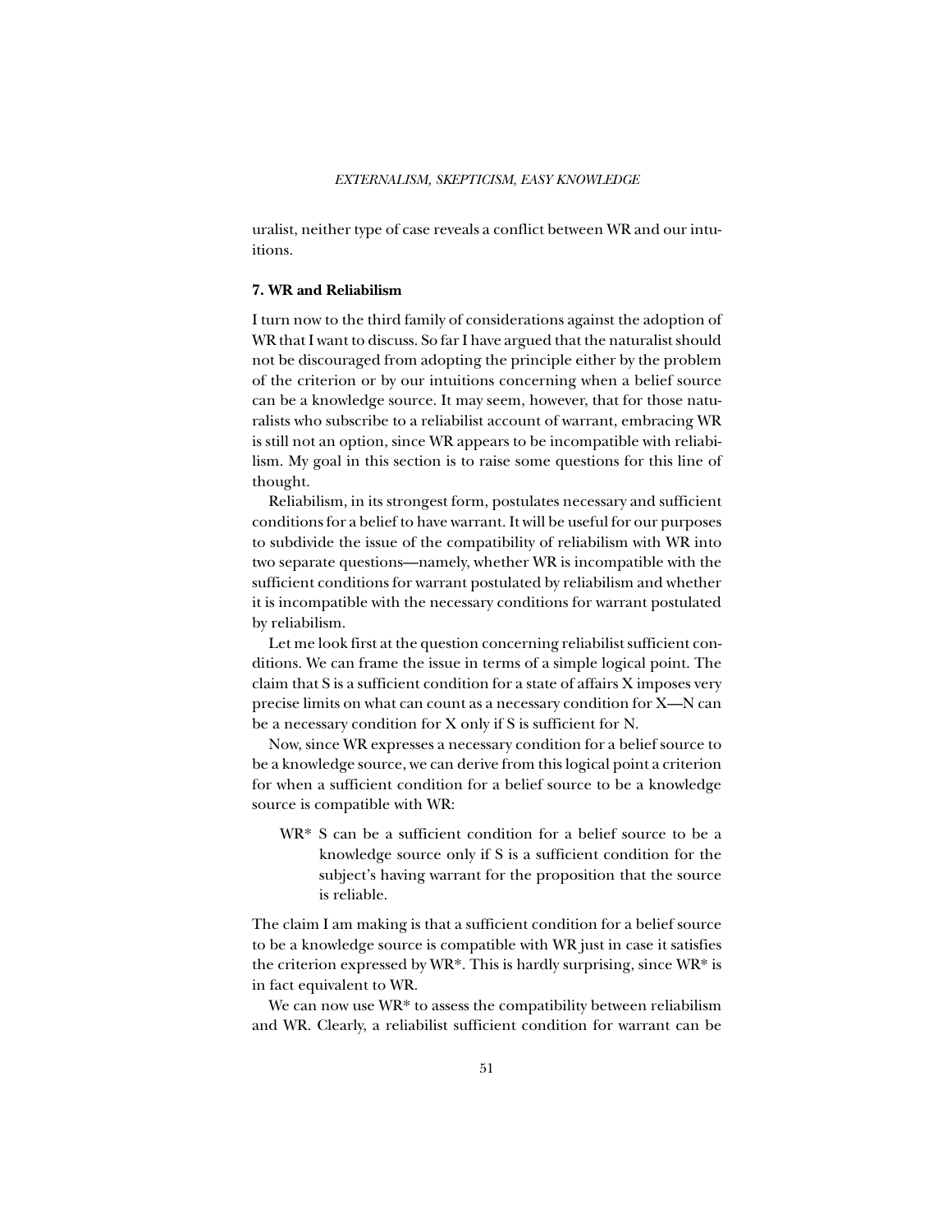uralist, neither type of case reveals a conflict between WR and our intuitions.

### 7. WR and Reliabilism

I turn now to the third family of considerations against the adoption of WR that I want to discuss. So far I have argued that the naturalist should not be discouraged from adopting the principle either by the problem of the criterion or by our intuitions concerning when a belief source can be a knowledge source. It may seem, however, that for those naturalists who subscribe to a reliabilist account of warrant, embracing WR is still not an option, since WR appears to be incompatible with reliabilism. My goal in this section is to raise some questions for this line of thought.

Reliabilism, in its strongest form, postulates necessary and sufficient conditions for a belief to have warrant. It will be useful for our purposes to subdivide the issue of the compatibility of reliabilism with WR into two separate questions—namely, whether WR is incompatible with the sufficient conditions for warrant postulated by reliabilism and whether it is incompatible with the necessary conditions for warrant postulated by reliabilism.

Let me look first at the question concerning reliabilist sufficient conditions. We can frame the issue in terms of a simple logical point. The claim that S is a sufficient condition for a state of affairs X imposes very precise limits on what can count as a necessary condition for X—N can be a necessary condition for X only if S is sufficient for N.

Now, since WR expresses a necessary condition for a belief source to be a knowledge source, we can derive from this logical point a criterion for when a sufficient condition for a belief source to be a knowledge source is compatible with WR:

> WR* S can be a sufficient condition for a belief source to be a knowledge source only if S is a sufficient condition for the subject's having warrant for the proposition that the source is reliable.

The claim I am making is that a sufficient condition for a belief source to be a knowledge source is compatible with WR just in case it satisfies the criterion expressed by WR*. This is hardly surprising, since WR* is in fact equivalent to WR.

We can now use WR* to assess the compatibility between reliabilism and WR. Clearly, a reliabilist sufficient condition for warrant can be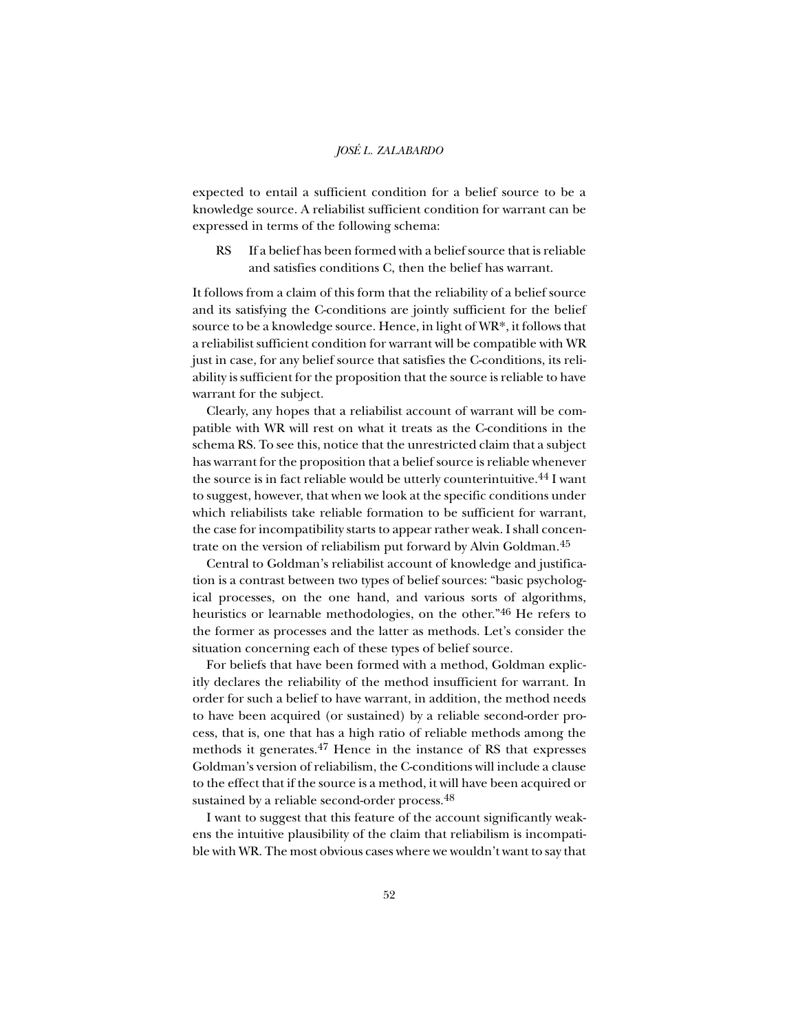expected to entail a sufficient condition for a belief source to be a knowledge source. A reliabilist sufficient condition for warrant can be expressed in terms of the following schema:

> RS If a belief has been formed with a belief source that is reliable and satisfies conditions C, then the belief has warrant.

It follows from a claim of this form that the reliability of a belief source and its satisfying the C-conditions are jointly sufficient for the belief source to be a knowledge source. Hence, in light of WR*, it follows that a reliabilist sufficient condition for warrant will be compatible with WR just in case, for any belief source that satisfies the C-conditions, its reliability is sufficient for the proposition that the source is reliable to have warrant for the subject.

Clearly, any hopes that a reliabilist account of warrant will be compatible with WR will rest on what it treats as the C-conditions in the schema RS. To see this, notice that the unrestricted claim that a subject has warrant for the proposition that a belief source is reliable whenever the source is in fact reliable would be utterly counterintuitive.[44] I want to suggest, however, that when we look at the specific conditions under which reliabilists take reliable formation to be sufficient for warrant, the case for incompatibility starts to appear rather weak. I shall concentrate on the version of reliabilism put forward by Alvin Goldman.[45]

Central to Goldman's reliabilist account of knowledge and justification is a contrast between two types of belief sources: "basic psychological processes, on the one hand, and various sorts of algorithms, heuristics or learnable methodologies, on the other."[46] He refers to the former as processes and the latter as methods. Let's consider the situation concerning each of these types of belief source.

For beliefs that have been formed with a method, Goldman explicitly declares the reliability of the method insufficient for warrant. In order for such a belief to have warrant, in addition, the method needs to have been acquired (or sustained) by a reliable second-order process, that is, one that has a high ratio of reliable methods among the methods it generates.[47] Hence in the instance of RS that expresses Goldman's version of reliabilism, the C-conditions will include a clause to the effect that if the source is a method, it will have been acquired or sustained by a reliable second-order process.[48]

I want to suggest that this feature of the account significantly weakens the intuitive plausibility of the claim that reliabilism is incompatible with WR. The most obvious cases where we wouldn't want to say that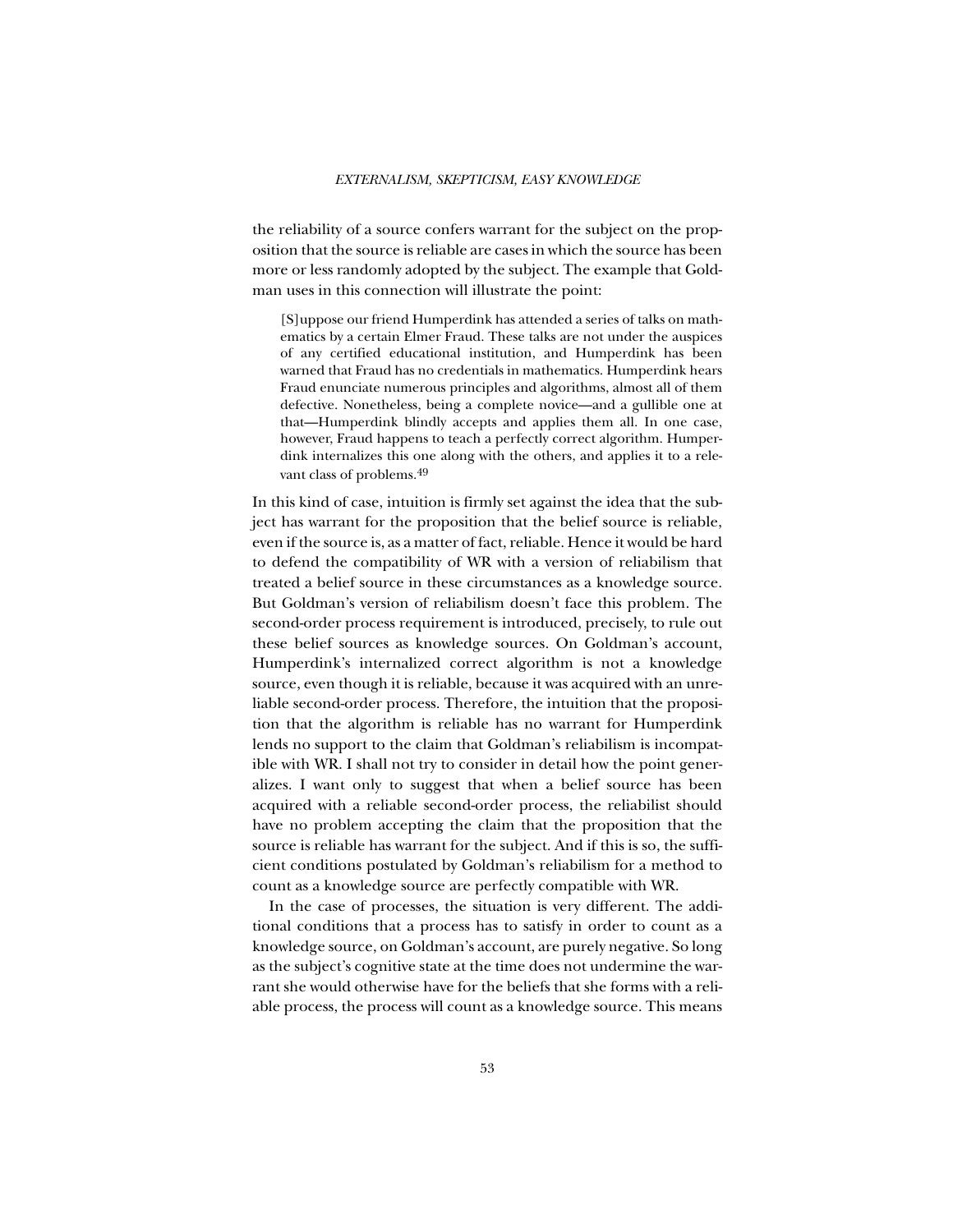the reliability of a source confers warrant for the subject on the proposition that the source is reliable are cases in which the source has been more or less randomly adopted by the subject. The example that Goldman uses in this connection will illustrate the point:

> [S]uppose our friend Humperdink has attended a series of talks on mathematics by a certain Elmer Fraud. These talks are not under the auspices of any certified educational institution, and Humperdink has been warned that Fraud has no credentials in mathematics. Humperdink hears Fraud enunciate numerous principles and algorithms, almost all of them defective. Nonetheless, being a complete novice—and a gullible one at that—Humperdink blindly accepts and applies them all. In one case, however, Fraud happens to teach a perfectly correct algorithm. Humperdink internalizes this one along with the others, and applies it to a relevant class of problems.[49]

In this kind of case, intuition is firmly set against the idea that the subject has warrant for the proposition that the belief source is reliable, even if the source is, as a matter of fact, reliable. Hence it would be hard to defend the compatibility of WR with a version of reliabilism that treated a belief source in these circumstances as a knowledge source. But Goldman's version of reliabilism doesn't face this problem. The second-order process requirement is introduced, precisely, to rule out these belief sources as knowledge sources. On Goldman's account, Humperdink's internalized correct algorithm is not a knowledge source, even though it is reliable, because it was acquired with an unreliable second-order process. Therefore, the intuition that the proposition that the algorithm is reliable has no warrant for Humperdink lends no support to the claim that Goldman's reliabilism is incompatible with WR. I shall not try to consider in detail how the point generalizes. I want only to suggest that when a belief source has been acquired with a reliable second-order process, the reliabilist should have no problem accepting the claim that the proposition that the source is reliable has warrant for the subject. And if this is so, the sufficient conditions postulated by Goldman's reliabilism for a method to count as a knowledge source are perfectly compatible with WR.

In the case of processes, the situation is very different. The additional conditions that a process has to satisfy in order to count as a knowledge source, on Goldman's account, are purely negative. So long as the subject's cognitive state at the time does not undermine the warrant she would otherwise have for the beliefs that she forms with a reliable process, the process will count as a knowledge source. This means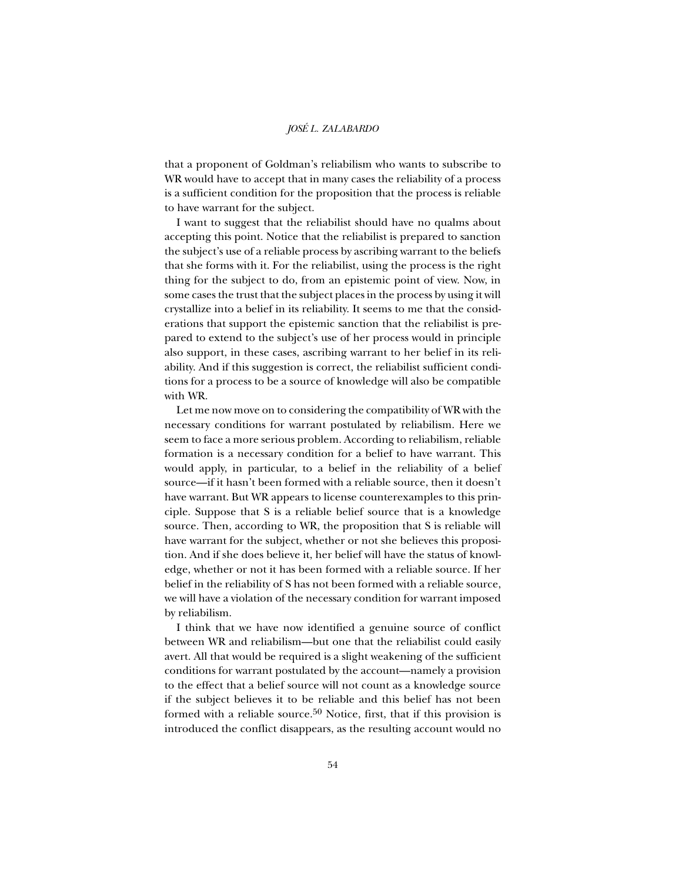that a proponent of Goldman's reliabilism who wants to subscribe to WR would have to accept that in many cases the reliability of a process is a sufficient condition for the proposition that the process is reliable to have warrant for the subject.

I want to suggest that the reliabilist should have no qualms about accepting this point. Notice that the reliabilist is prepared to sanction the subject's use of a reliable process by ascribing warrant to the beliefs that she forms with it. For the reliabilist, using the process is the right thing for the subject to do, from an epistemic point of view. Now, in some cases the trust that the subject places in the process by using it will crystallize into a belief in its reliability. It seems to me that the considerations that support the epistemic sanction that the reliabilist is prepared to extend to the subject's use of her process would in principle also support, in these cases, ascribing warrant to her belief in its reliability. And if this suggestion is correct, the reliabilist sufficient conditions for a process to be a source of knowledge will also be compatible with WR.

Let me now move on to considering the compatibility of WR with the necessary conditions for warrant postulated by reliabilism. Here we seem to face a more serious problem. According to reliabilism, reliable formation is a necessary condition for a belief to have warrant. This would apply, in particular, to a belief in the reliability of a belief source—if it hasn't been formed with a reliable source, then it doesn't have warrant. But WR appears to license counterexamples to this principle. Suppose that S is a reliable belief source that is a knowledge source. Then, according to WR, the proposition that S is reliable will have warrant for the subject, whether or not she believes this proposition. And if she does believe it, her belief will have the status of knowledge, whether or not it has been formed with a reliable source. If her belief in the reliability of S has not been formed with a reliable source, we will have a violation of the necessary condition for warrant imposed by reliabilism.

I think that we have now identified a genuine source of conflict between WR and reliabilism—but one that the reliabilist could easily avert. All that would be required is a slight weakening of the sufficient conditions for warrant postulated by the account—namely a provision to the effect that a belief source will not count as a knowledge source if the subject believes it to be reliable and this belief has not been formed with a reliable source.[50] Notice, first, that if this provision is introduced the conflict disappears, as the resulting account would no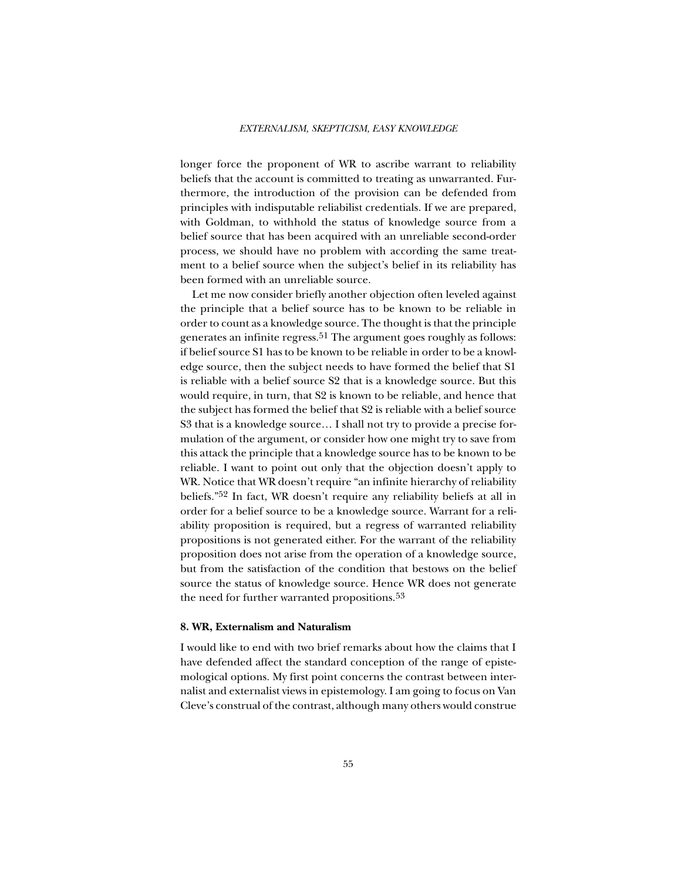longer force the proponent of WR to ascribe warrant to reliability beliefs that the account is committed to treating as unwarranted. Furthermore, the introduction of the provision can be defended from principles with indisputable reliabilist credentials. If we are prepared, with Goldman, to withhold the status of knowledge source from a belief source that has been acquired with an unreliable second-order process, we should have no problem with according the same treatment to a belief source when the subject's belief in its reliability has been formed with an unreliable source.

Let me now consider briefly another objection often leveled against the principle that a belief source has to be known to be reliable in order to count as a knowledge source. The thought is that the principle generates an infinite regress.[51] The argument goes roughly as follows: if belief source S1 has to be known to be reliable in order to be a knowledge source, then the subject needs to have formed the belief that S1 is reliable with a belief source S2 that is a knowledge source. But this would require, in turn, that S2 is known to be reliable, and hence that the subject has formed the belief that S2 is reliable with a belief source S3 that is a knowledge source… I shall not try to provide a precise formulation of the argument, or consider how one might try to save from this attack the principle that a knowledge source has to be known to be reliable. I want to point out only that the objection doesn't apply to WR. Notice that WR doesn't require "an infinite hierarchy of reliability beliefs."[52] In fact, WR doesn't require any reliability beliefs at all in order for a belief source to be a knowledge source. Warrant for a reliability proposition is required, but a regress of warranted reliability propositions is not generated either. For the warrant of the reliability proposition does not arise from the operation of a knowledge source, but from the satisfaction of the condition that bestows on the belief source the status of knowledge source. Hence WR does not generate the need for further warranted propositions.[53]

**8. WR, Externalism and Naturalism**

I would like to end with two brief remarks about how the claims that I have defended affect the standard conception of the range of epistemological options. My first point concerns the contrast between internalist and externalist views in epistemology. I am going to focus on Van Cleve's construal of the contrast, although many others would construe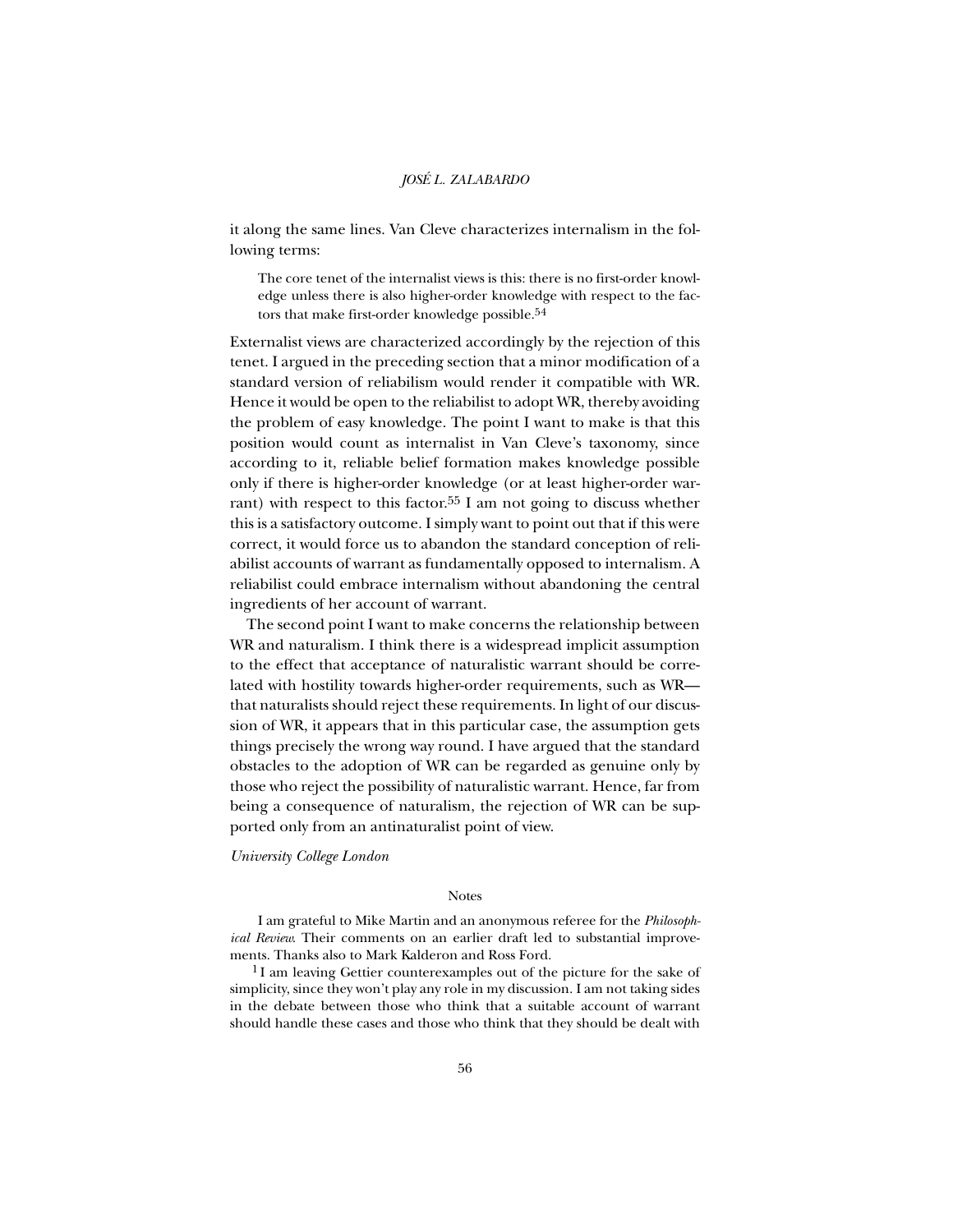it along the same lines. Van Cleve characterizes internalism in the following terms:

> The core tenet of the internalist views is this: there is no first-order knowledge unless there is also higher-order knowledge with respect to the factors that make first-order knowledge possible.[54]

Externalist views are characterized accordingly by the rejection of this tenet. I argued in the preceding section that a minor modification of a standard version of reliabilism would render it compatible with WR. Hence it would be open to the reliabilist to adopt WR, thereby avoiding the problem of easy knowledge. The point I want to make is that this position would count as internalist in Van Cleve's taxonomy, since according to it, reliable belief formation makes knowledge possible only if there is higher-order knowledge (or at least higher-order warrant) with respect to this factor.[55] I am not going to discuss whether this is a satisfactory outcome. I simply want to point out that if this were correct, it would force us to abandon the standard conception of reliabilist accounts of warrant as fundamentally opposed to internalism. A reliabilist could embrace internalism without abandoning the central ingredients of her account of warrant.

The second point I want to make concerns the relationship between WR and naturalism. I think there is a widespread implicit assumption to the effect that acceptance of naturalistic warrant should be correlated with hostility towards higher-order requirements, such as WR—that naturalists should reject these requirements. In light of our discussion of WR, it appears that in this particular case, the assumption gets things precisely the wrong way round. I have argued that the standard obstacles to the adoption of WR can be regarded as genuine only by those who reject the possibility of naturalistic warrant. Hence, far from being a consequence of naturalism, the rejection of WR can be supported only from an antinaturalist point of view.

*University College London*

## Notes

I am grateful to Mike Martin and an anonymous referee for the *Philosophical Review.* Their comments on an earlier draft led to substantial improvements. Thanks also to Mark Kalderon and Ross Ford.

[1] I am leaving Gettier counterexamples out of the picture for the sake of simplicity, since they won't play any role in my discussion. I am not taking sides in the debate between those who think that a suitable account of warrant should handle these cases and those who think that they should be dealt with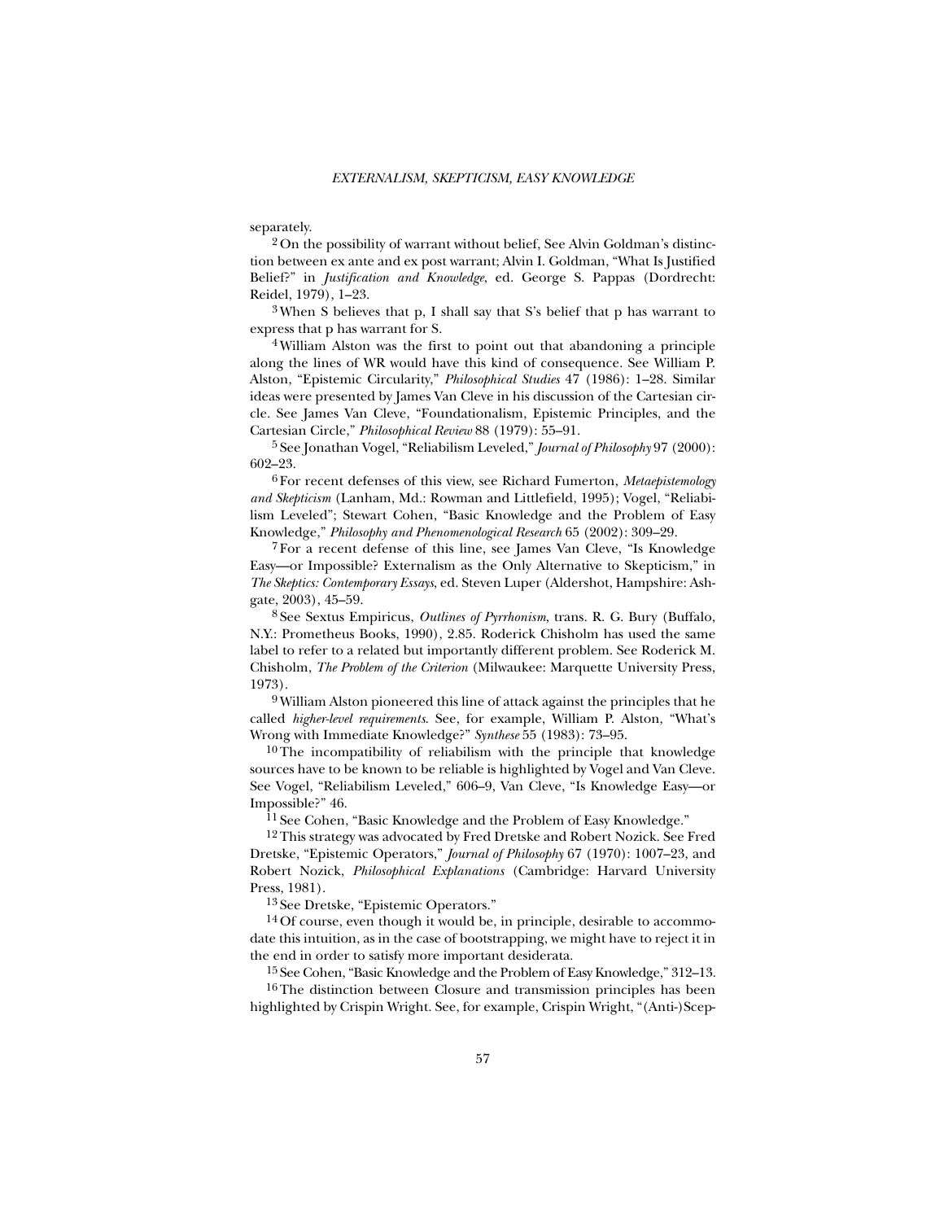separately.

[2] On the possibility of warrant without belief, See Alvin Goldman's distinction between ex ante and ex post warrant; Alvin I. Goldman, "What Is Justified Belief?" in *Justification and Knowledge*, ed. George S. Pappas (Dordrecht: Reidel, 1979), 1–23.

[3] When S believes that p, I shall say that S's belief that p has warrant to express that p has warrant for S.

[4] William Alston was the first to point out that abandoning a principle along the lines of WR would have this kind of consequence. See William P. Alston, "Epistemic Circularity," *Philosophical Studies* 47 (1986): 1–28. Similar ideas were presented by James Van Cleve in his discussion of the Cartesian circle. See James Van Cleve, "Foundationalism, Epistemic Principles, and the Cartesian Circle," *Philosophical Review* 88 (1979): 55–91.

[5] See Jonathan Vogel, "Reliabilism Leveled," *Journal of Philosophy* 97 (2000): 602–23.

[6] For recent defenses of this view, see Richard Fumerton, *Metaepistemology and Skepticism* (Lanham, Md.: Rowman and Littlefield, 1995); Vogel, "Reliabilism Leveled"; Stewart Cohen, "Basic Knowledge and the Problem of Easy Knowledge," *Philosophy and Phenomenological Research* 65 (2002): 309–29.

[7] For a recent defense of this line, see James Van Cleve, "Is Knowledge Easy—or Impossible? Externalism as the Only Alternative to Skepticism," in *The Skeptics: Contemporary Essays*, ed. Steven Luper (Aldershot, Hampshire: Ashgate, 2003), 45–59.

[8] See Sextus Empiricus, *Outlines of Pyrrhonism*, trans. R. G. Bury (Buffalo, N.Y.: Prometheus Books, 1990), 2.85. Roderick Chisholm has used the same label to refer to a related but importantly different problem. See Roderick M. Chisholm, *The Problem of the Criterion* (Milwaukee: Marquette University Press, 1973).

[9] William Alston pioneered this line of attack against the principles that he called *higher-level requirements*. See, for example, William P. Alston, "What's Wrong with Immediate Knowledge?" *Synthese* 55 (1983): 73–95.

[10] The incompatibility of reliabilism with the principle that knowledge sources have to be known to be reliable is highlighted by Vogel and Van Cleve. See Vogel, "Reliabilism Leveled," 606–9, Van Cleve, "Is Knowledge Easy—or Impossible?" 46.

[11] See Cohen, "Basic Knowledge and the Problem of Easy Knowledge."

[12] This strategy was advocated by Fred Dretske and Robert Nozick. See Fred Dretske, "Epistemic Operators," *Journal of Philosophy* 67 (1970): 1007–23, and Robert Nozick, *Philosophical Explanations* (Cambridge: Harvard University Press, 1981).

[13] See Dretske, "Epistemic Operators."

[14] Of course, even though it would be, in principle, desirable to accommodate this intuition, as in the case of bootstrapping, we might have to reject it in the end in order to satisfy more important desiderata.

[15] See Cohen, "Basic Knowledge and the Problem of Easy Knowledge," 312–13.

[16] The distinction between Closure and transmission principles has been highlighted by Crispin Wright. See, for example, Crispin Wright, "(Anti-)Scep-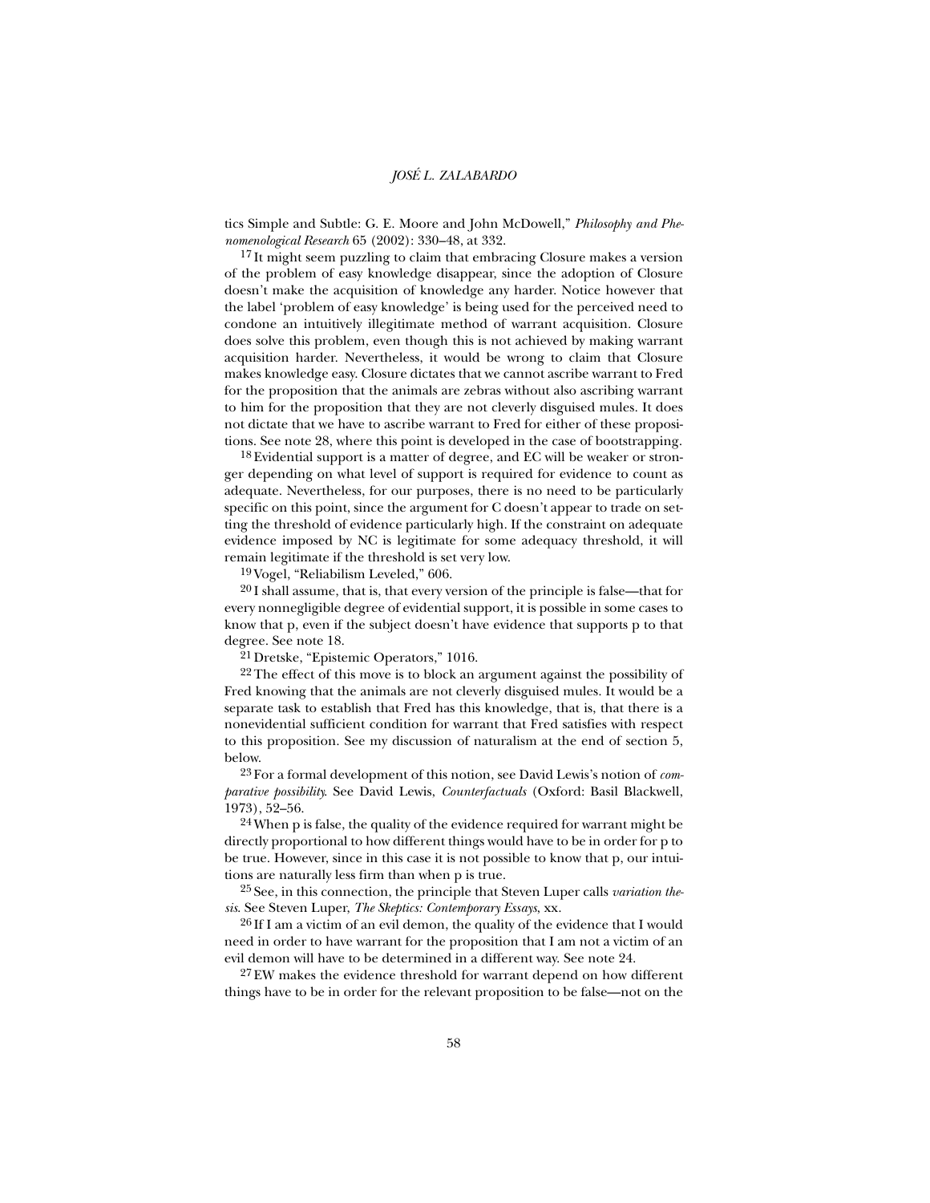tics Simple and Subtle: G. E. Moore and John McDowell," *Philosophy and Phenomenological Research* 65 (2002): 330–48, at 332.

[17] It might seem puzzling to claim that embracing Closure makes a version of the problem of easy knowledge disappear, since the adoption of Closure doesn't make the acquisition of knowledge any harder. Notice however that the label 'problem of easy knowledge' is being used for the perceived need to condone an intuitively illegitimate method of warrant acquisition. Closure does solve this problem, even though this is not achieved by making warrant acquisition harder. Nevertheless, it would be wrong to claim that Closure makes knowledge easy. Closure dictates that we cannot ascribe warrant to Fred for the proposition that the animals are zebras without also ascribing warrant to him for the proposition that they are not cleverly disguised mules. It does not dictate that we have to ascribe warrant to Fred for either of these propositions. See note 28, where this point is developed in the case of bootstrapping.

[18] Evidential support is a matter of degree, and EC will be weaker or stronger depending on what level of support is required for evidence to count as adequate. Nevertheless, for our purposes, there is no need to be particularly specific on this point, since the argument for C doesn't appear to trade on setting the threshold of evidence particularly high. If the constraint on adequate evidence imposed by NC is legitimate for some adequacy threshold, it will remain legitimate if the threshold is set very low.

[19] Vogel, "Reliabilism Leveled," 606.

[20] I shall assume, that is, that every version of the principle is false—that for every nonnegligible degree of evidential support, it is possible in some cases to know that p, even if the subject doesn't have evidence that supports p to that degree. See note 18.

[21] Dretske, "Epistemic Operators," 1016.

[22] The effect of this move is to block an argument against the possibility of Fred knowing that the animals are not cleverly disguised mules. It would be a separate task to establish that Fred has this knowledge, that is, that there is a nonevidential sufficient condition for warrant that Fred satisfies with respect to this proposition. See my discussion of naturalism at the end of section 5, below.

[23] For a formal development of this notion, see David Lewis's notion of *comparative possibility*. See David Lewis, *Counterfactuals* (Oxford: Basil Blackwell, 1973), 52–56.

[24] When p is false, the quality of the evidence required for warrant might be directly proportional to how different things would have to be in order for p to be true. However, since in this case it is not possible to know that p, our intuitions are naturally less firm than when p is true.

[25] See, in this connection, the principle that Steven Luper calls *variation thesis*. See Steven Luper, *The Skeptics: Contemporary Essays*, xx.

[26] If I am a victim of an evil demon, the quality of the evidence that I would need in order to have warrant for the proposition that I am not a victim of an evil demon will have to be determined in a different way. See note 24.

[27] EW makes the evidence threshold for warrant depend on how different things have to be in order for the relevant proposition to be false—not on the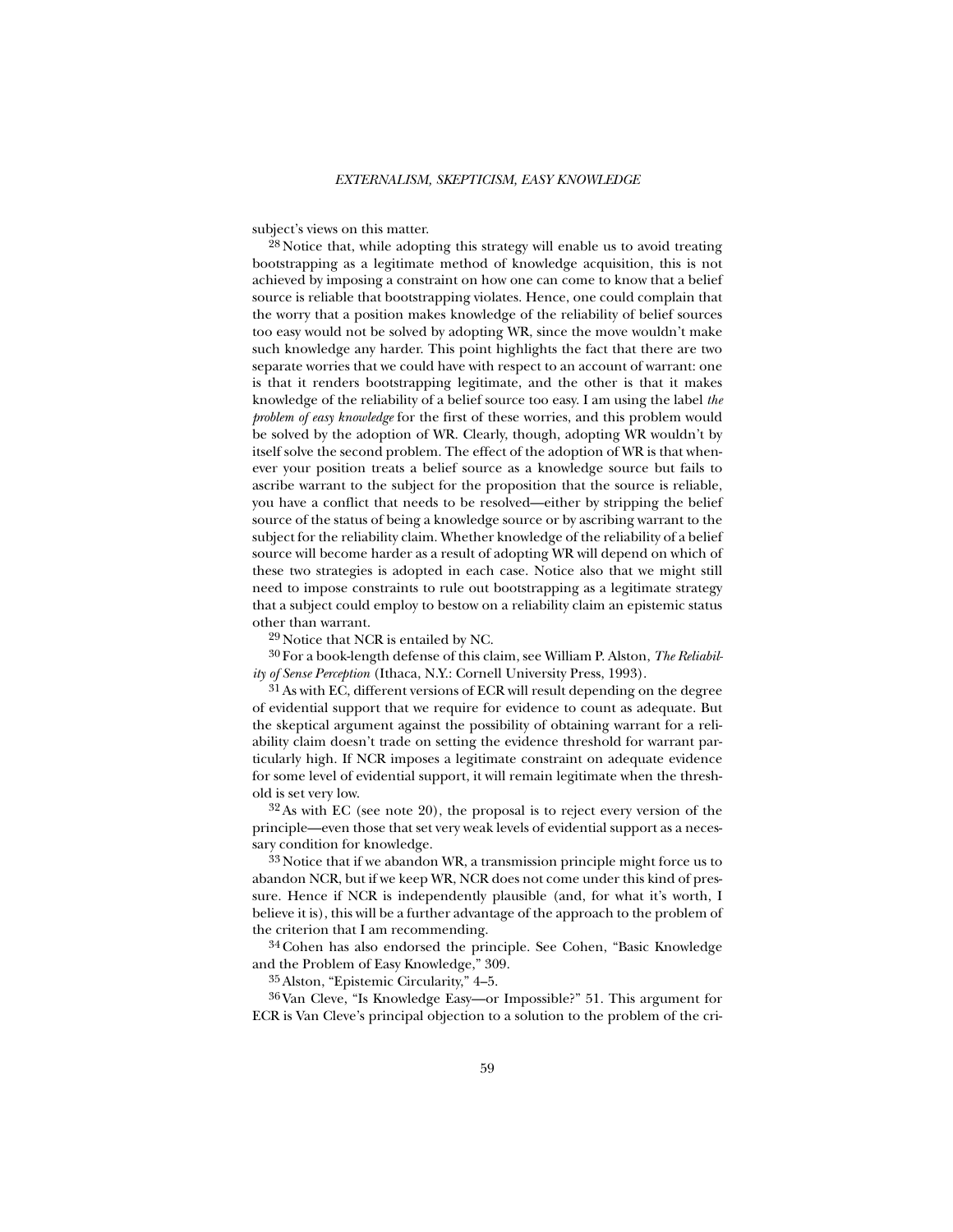subject's views on this matter.

[28] Notice that, while adopting this strategy will enable us to avoid treating bootstrapping as a legitimate method of knowledge acquisition, this is not achieved by imposing a constraint on how one can come to know that a belief source is reliable that bootstrapping violates. Hence, one could complain that the worry that a position makes knowledge of the reliability of belief sources too easy would not be solved by adopting WR, since the move wouldn't make such knowledge any harder. This point highlights the fact that there are two separate worries that we could have with respect to an account of warrant: one is that it renders bootstrapping legitimate, and the other is that it makes knowledge of the reliability of a belief source too easy. I am using the label *the problem of easy knowledge* for the first of these worries, and this problem would be solved by the adoption of WR. Clearly, though, adopting WR wouldn't by itself solve the second problem. The effect of the adoption of WR is that whenever your position treats a belief source as a knowledge source but fails to ascribe warrant to the subject for the proposition that the source is reliable, you have a conflict that needs to be resolved—either by stripping the belief source of the status of being a knowledge source or by ascribing warrant to the subject for the reliability claim. Whether knowledge of the reliability of a belief source will become harder as a result of adopting WR will depend on which of these two strategies is adopted in each case. Notice also that we might still need to impose constraints to rule out bootstrapping as a legitimate strategy that a subject could employ to bestow on a reliability claim an epistemic status other than warrant.

[29] Notice that NCR is entailed by NC.

[30] For a book-length defense of this claim, see William P. Alston, *The Reliability of Sense Perception* (Ithaca, N.Y.: Cornell University Press, 1993).

[31] As with EC, different versions of ECR will result depending on the degree of evidential support that we require for evidence to count as adequate. But the skeptical argument against the possibility of obtaining warrant for a reliability claim doesn't trade on setting the evidence threshold for warrant particularly high. If NCR imposes a legitimate constraint on adequate evidence for some level of evidential support, it will remain legitimate when the threshold is set very low.

[32] As with EC (see note 20), the proposal is to reject every version of the principle—even those that set very weak levels of evidential support as a necessary condition for knowledge.

[33] Notice that if we abandon WR, a transmission principle might force us to abandon NCR, but if we keep WR, NCR does not come under this kind of pressure. Hence if NCR is independently plausible (and, for what it's worth, I believe it is), this will be a further advantage of the approach to the problem of the criterion that I am recommending.

[34] Cohen has also endorsed the principle. See Cohen, "Basic Knowledge and the Problem of Easy Knowledge," 309.

[35] Alston, "Epistemic Circularity," 4–5.

[36] Van Cleve, "Is Knowledge Easy—or Impossible?" 51. This argument for ECR is Van Cleve's principal objection to a solution to the problem of the cri-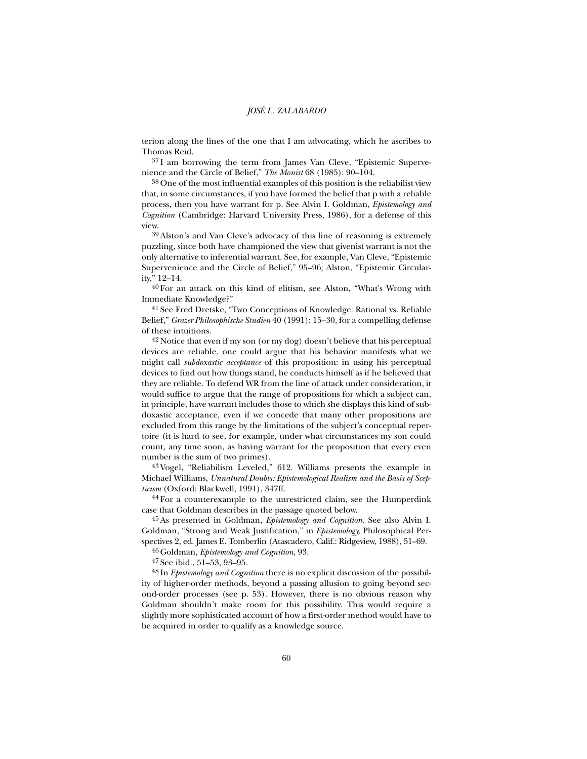terion along the lines of the one that I am advocating, which he ascribes to Thomas Reid.

37 I am borrowing the term from James Van Cleve, "Epistemic Supervenience and the Circle of Belief," *The Monist* 68 (1985): 90–104.

38 One of the most influential examples of this position is the reliabilist view that, in some circumstances, if you have formed the belief that p with a reliable process, then you have warrant for p. See Alvin I. Goldman, *Epistemology and Cognition* (Cambridge: Harvard University Press, 1986), for a defense of this view.

39 Alston's and Van Cleve's advocacy of this line of reasoning is extremely puzzling, since both have championed the view that givenist warrant is not the only alternative to inferential warrant. See, for example, Van Cleve, "Epistemic Supervenience and the Circle of Belief," 95–96; Alston, "Epistemic Circularity," 12–14.

40 For an attack on this kind of elitism, see Alston, "What's Wrong with Immediate Knowledge?"

41 See Fred Dretske, "Two Conceptions of Knowledge: Rational vs. Reliable Belief," *Grazer Philosophische Studien* 40 (1991): 15–30, for a compelling defense of these intuitions.

42 Notice that even if my son (or my dog) doesn't believe that his perceptual devices are reliable, one could argue that his behavior manifests what we might call *subdoxastic acceptance* of this proposition: in using his perceptual devices to find out how things stand, he conducts himself as if he believed that they are reliable. To defend WR from the line of attack under consideration, it would suffice to argue that the range of propositions for which a subject can, in principle, have warrant includes those to which she displays this kind of subdoxastic acceptance, even if we concede that many other propositions are excluded from this range by the limitations of the subject's conceptual repertoire (it is hard to see, for example, under what circumstances my son could count, any time soon, as having warrant for the proposition that every even number is the sum of two primes).

43 Vogel, "Reliabilism Leveled," 612. Williams presents the example in Michael Williams, *Unnatural Doubts: Epistemological Realism and the Basis of Scepticism* (Oxford: Blackwell, 1991), 347ff.

44 For a counterexample to the unrestricted claim, see the Humperdink case that Goldman describes in the passage quoted below.

45 As presented in Goldman, *Epistemology and Cognition*. See also Alvin I. Goldman, "Strong and Weak Justification," in *Epistemology*, Philosophical Perspectives 2, ed. James E. Tomberlin (Atascadero, Calif.: Ridgeview, 1988), 51–69.

46 Goldman, *Epistemology and Cognition*, 93.

47 See ibid., 51–53, 93–95.

48 In *Epistemology and Cognition* there is no explicit discussion of the possibility of higher-order methods, beyond a passing allusion to going beyond second-order processes (see p. 53). However, there is no obvious reason why Goldman shouldn't make room for this possibility. This would require a slightly more sophisticated account of how a first-order method would have to be acquired in order to qualify as a knowledge source.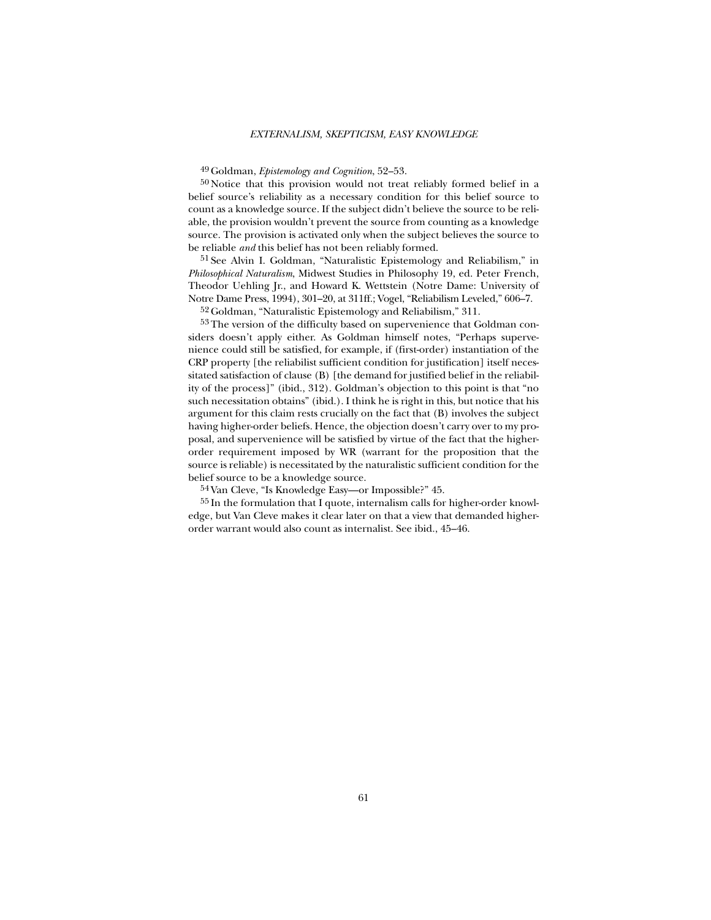[49] Goldman, *Epistemology and Cognition*, 52–53.

[50] Notice that this provision would not treat reliably formed belief in a belief source's reliability as a necessary condition for this belief source to count as a knowledge source. If the subject didn't believe the source to be reliable, the provision wouldn't prevent the source from counting as a knowledge source. The provision is activated only when the subject believes the source to be reliable *and* this belief has not been reliably formed.

[51] See Alvin I. Goldman, "Naturalistic Epistemology and Reliabilism," in *Philosophical Naturalism*, Midwest Studies in Philosophy 19, ed. Peter French, Theodor Uehling Jr., and Howard K. Wettstein (Notre Dame: University of Notre Dame Press, 1994), 301–20, at 311ff.; Vogel, "Reliabilism Leveled," 606–7.

[52] Goldman, "Naturalistic Epistemology and Reliabilism," 311.

[53] The version of the difficulty based on supervenience that Goldman considers doesn't apply either. As Goldman himself notes, "Perhaps supervenience could still be satisfied, for example, if (first-order) instantiation of the CRP property [the reliabilist sufficient condition for justification] itself necessitated satisfaction of clause (B) [the demand for justified belief in the reliability of the process]" (ibid., 312). Goldman's objection to this point is that "no such necessitation obtains" (ibid.). I think he is right in this, but notice that his argument for this claim rests crucially on the fact that (B) involves the subject having higher-order beliefs. Hence, the objection doesn't carry over to my proposal, and supervenience will be satisfied by virtue of the fact that the higher-order requirement imposed by WR (warrant for the proposition that the source is reliable) is necessitated by the naturalistic sufficient condition for the belief source to be a knowledge source.

[54] Van Cleve, "Is Knowledge Easy—or Impossible?" 45.

[55] In the formulation that I quote, internalism calls for higher-order knowledge, but Van Cleve makes it clear later on that a view that demanded higher-order warrant would also count as internalist. See ibid., 45–46.